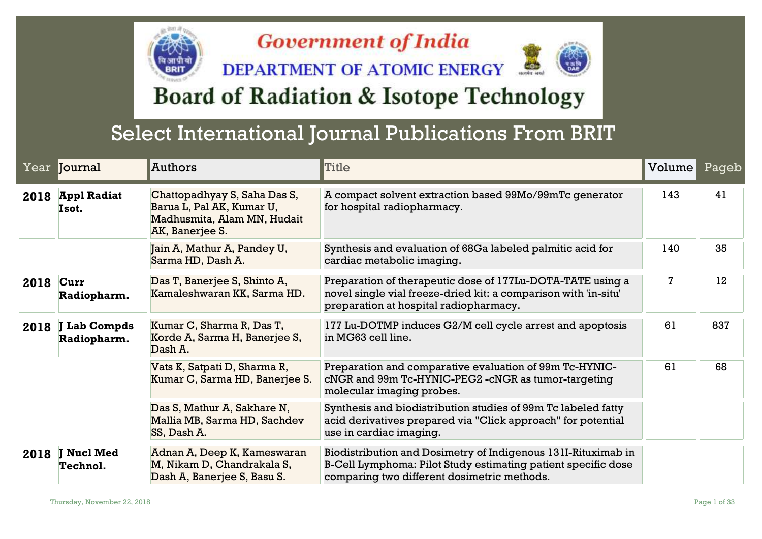# Government of India

## DEPARTMENT OF ATOMIC ENERGY

# Board of Radiation & Isotope Technology

## Select International Journal Publications From BRIT

| Year | Journal | Authors | Title | Volume | Pageb |
|---|---|---|---|---|---|
| **2018** | **Appl Radiat Isot.** | Chattopadhyay S, Saha Das S, Barua L, Pal AK, Kumar U, Madhusmita, Alam MN, Hudait AK, Banerjee S. | A compact solvent extraction based 99Mo/99mTc generator for hospital radiopharmacy. | 143 | 41 |
| | | Jain A, Mathur A, Pandey U, Sarma HD, Dash A. | Synthesis and evaluation of 68Ga labeled palmitic acid for cardiac metabolic imaging. | 140 | 35 |
| **2018** | **Curr Radiopharm.** | Das T, Banerjee S, Shinto A, Kamaleshwaran KK, Sarma HD. | Preparation of therapeutic dose of 177Lu-DOTA-TATE using a novel single vial freeze-dried kit: a comparison with 'in-situ' preparation at hospital radiopharmacy. | 7 | 12 |
| **2018** | **J Lab Compds Radiopharm.** | Kumar C, Sharma R, Das T, Korde A, Sarma H, Banerjee S, Dash A. | 177 Lu-DOTMP induces G2/M cell cycle arrest and apoptosis in MG63 cell line. | 61 | 837 |
| | | Vats K, Satpati D, Sharma R, Kumar C, Sarma HD, Banerjee S. | Preparation and comparative evaluation of 99m Tc-HYNIC-cNGR and 99m Tc-HYNIC-PEG2 -cNGR as tumor-targeting molecular imaging probes. | 61 | 68 |
| | | Das S, Mathur A, Sakhare N, Mallia MB, Sarma HD, Sachdev SS, Dash A. | Synthesis and biodistribution studies of 99m Tc labeled fatty acid derivatives prepared via "Click approach" for potential use in cardiac imaging. | | |
| **2018** | **J Nucl Med Technol.** | Adnan A, Deep K, Kameswaran M, Nikam D, Chandrakala S, Dash A, Banerjee S, Basu S. | Biodistribution and Dosimetry of Indigenous 131I-Rituximab in B-Cell Lymphoma: Pilot Study estimating patient specific dose comparing two different dosimetric methods. | | |

Thursday, November 22, 2018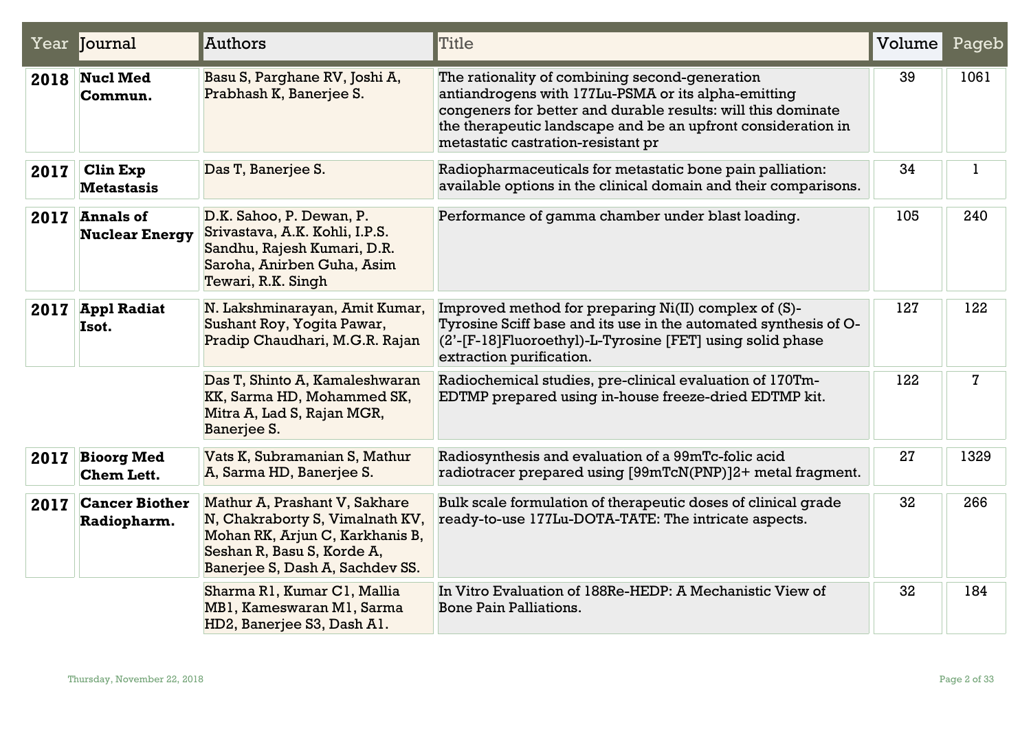| Year | Journal | Authors | Title | Volume | Pageb |
|---|---|---|---|---|---|
| **2018** | **Nucl Med Commun.** | Basu S, Parghane RV, Joshi A, Prabhash K, Banerjee S. | The rationality of combining second-generation antiandrogens with 177Lu-PSMA or its alpha-emitting congeners for better and durable results: will this dominate the therapeutic landscape and be an upfront consideration in metastatic castration-resistant pr | 39 | 1061 |
| **2017** | **Clin Exp Metastasis** | Das T, Banerjee S. | Radiopharmaceuticals for metastatic bone pain palliation: available options in the clinical domain and their comparisons. | 34 | 1 |
| **2017** | **Annals of Nuclear Energy** | D.K. Sahoo, P. Dewan, P. Srivastava, A.K. Kohli, I.P.S. Sandhu, Rajesh Kumari, D.R. Saroha, Anirben Guha, Asim Tewari, R.K. Singh | Performance of gamma chamber under blast loading. | 105 | 240 |
| **2017** | **Appl Radiat Isot.** | N. Lakshminarayan, Amit Kumar, Sushant Roy, Yogita Pawar, Pradip Chaudhari, M.G.R. Rajan | Improved method for preparing Ni(II) complex of (S)-Tyrosine Sciff base and its use in the automated synthesis of O-(2'-[F-18]Fluoroethyl)-L-Tyrosine [FET] using solid phase extraction purification. | 127 | 122 |
| | | Das T, Shinto A, Kamaleshwaran KK, Sarma HD, Mohammed SK, Mitra A, Lad S, Rajan MGR, Banerjee S. | Radiochemical studies, pre-clinical evaluation of 170Tm-EDTMP prepared using in-house freeze-dried EDTMP kit. | 122 | 7 |
| **2017** | **Bioorg Med Chem Lett.** | Vats K, Subramanian S, Mathur A, Sarma HD, Banerjee S. | Radiosynthesis and evaluation of a 99mTc-folic acid radiotracer prepared using [99mTcN(PNP)]2+ metal fragment. | 27 | 1329 |
| **2017** | **Cancer Biother Radiopharm.** | Mathur A, Prashant V, Sakhare N, Chakraborty S, Vimalnath KV, Mohan RK, Arjun C, Karkhanis B, Seshan R, Basu S, Korde A, Banerjee S, Dash A, Sachdev SS. | Bulk scale formulation of therapeutic doses of clinical grade ready-to-use 177Lu-DOTA-TATE: The intricate aspects. | 32 | 266 |
| | | Sharma R1, Kumar C1, Mallia MB1, Kameswaran M1, Sarma HD2, Banerjee S3, Dash A1. | In Vitro Evaluation of 188Re-HEDP: A Mechanistic View of Bone Pain Palliations. | 32 | 184 |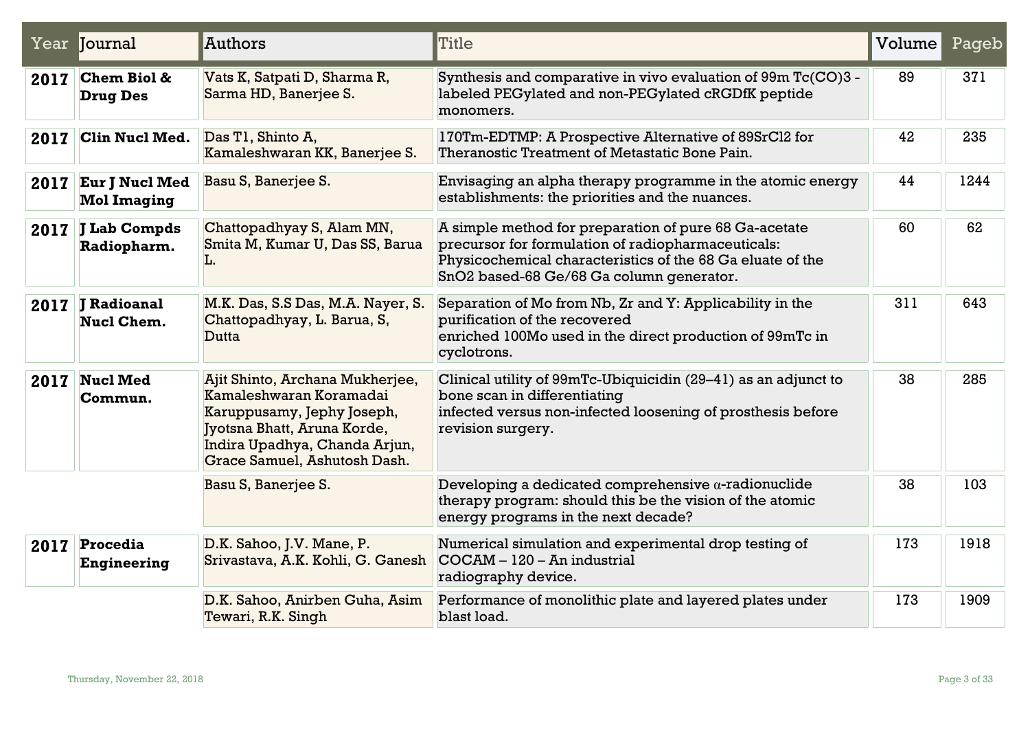| Year | Journal | Authors | Title | Volume | Pageb |
|---|---|---|---|---|---|
| 2017 | Chem Biol & Drug Des | Vats K, Satpati D, Sharma R, Sarma HD, Banerjee S. | Synthesis and comparative in vivo evaluation of 99m Tc(CO)3 -labeled PEGylated and non-PEGylated cRGDfK peptide monomers. | 89 | 371 |
| 2017 | Clin Nucl Med. | Das T1, Shinto A, Kamaleshwaran KK, Banerjee S. | 170Tm-EDTMP: A Prospective Alternative of 89SrCl2 for Theranostic Treatment of Metastatic Bone Pain. | 42 | 235 |
| 2017 | Eur J Nucl Med Mol Imaging | Basu S, Banerjee S. | Envisaging an alpha therapy programme in the atomic energy establishments: the priorities and the nuances. | 44 | 1244 |
| 2017 | J Lab Compds Radiopharm. | Chattopadhyay S, Alam MN, Smita M, Kumar U, Das SS, Barua L. | A simple method for preparation of pure 68 Ga-acetate precursor for formulation of radiopharmaceuticals: Physicochemical characteristics of the 68 Ga eluate of the SnO2 based-68 Ge/68 Ga column generator. | 60 | 62 |
| 2017 | J Radioanal Nucl Chem. | M.K. Das, S.S Das, M.A. Nayer, S. Chattopadhyay, L. Barua, S, Dutta | Separation of Mo from Nb, Zr and Y: Applicability in the purification of the recovered enriched 100Mo used in the direct production of 99mTc in cyclotrons. | 311 | 643 |
| 2017 | Nucl Med Commun. | Ajit Shinto, Archana Mukherjee, Kamaleshwaran Koramadai Karuppusamy, Jephy Joseph, Jyotsna Bhatt, Aruna Korde, Indira Upadhya, Chanda Arjun, Grace Samuel, Ashutosh Dash. | Clinical utility of 99mTc-Ubiquicidin (29–41) as an adjunct to bone scan in differentiating infected versus non-infected loosening of prosthesis before revision surgery. | 38 | 285 |
| | | Basu S, Banerjee S. | Developing a dedicated comprehensive α-radionuclide therapy program: should this be the vision of the atomic energy programs in the next decade? | 38 | 103 |
| 2017 | Procedia Engineering | D.K. Sahoo, J.V. Mane, P. Srivastava, A.K. Kohli, G. Ganesh | Numerical simulation and experimental drop testing of COCAM – 120 – An industrial radiography device. | 173 | 1918 |
| | | D.K. Sahoo, Anirben Guha, Asim Tewari, R.K. Singh | Performance of monolithic plate and layered plates under blast load. | 173 | 1909 |

Thursday, November 22, 2018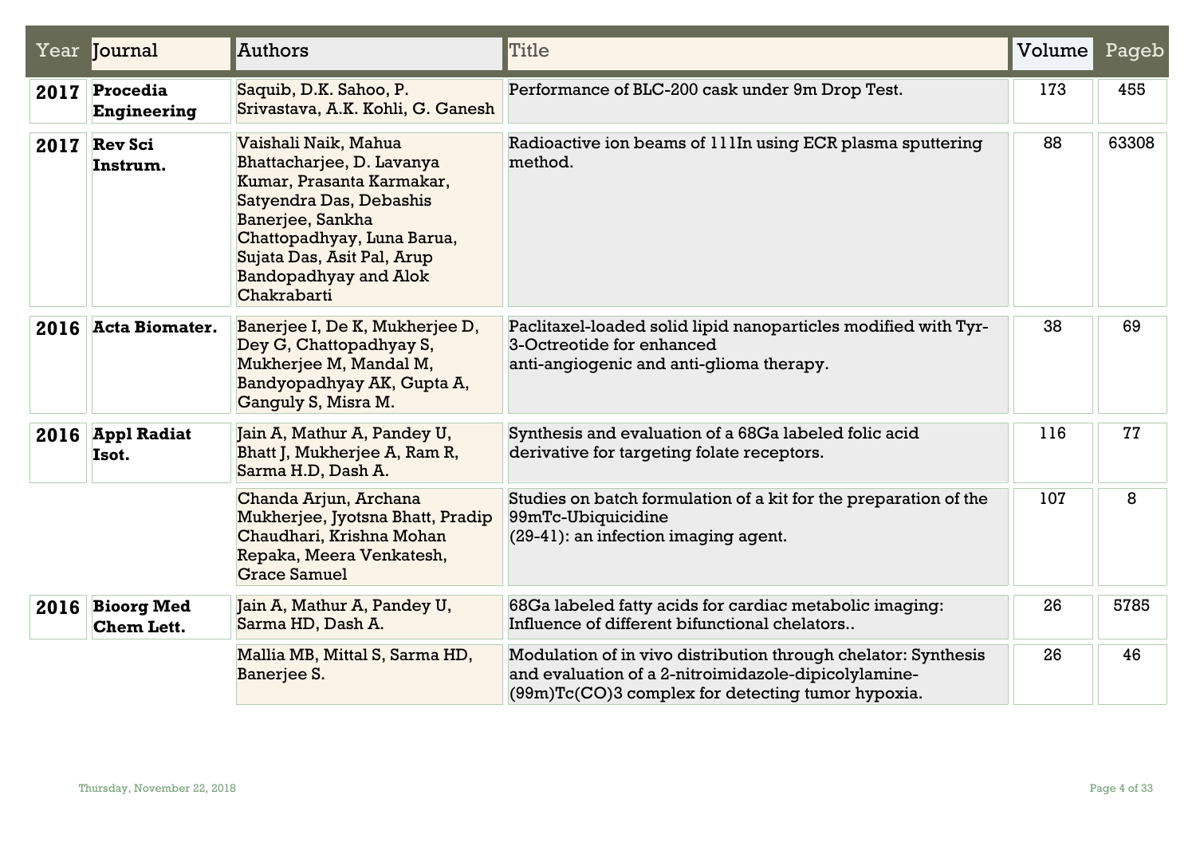| Year | Journal | Authors | Title | Volume | Pageb |
|---|---|---|---|---|---|
| **2017** | **Procedia Engineering** | Saquib, D.K. Sahoo, P. Srivastava, A.K. Kohli, G. Ganesh | Performance of BLC-200 cask under 9m Drop Test. | 173 | 455 |
| **2017** | **Rev Sci Instrum.** | Vaishali Naik, Mahua Bhattacharjee, D. Lavanya Kumar, Prasanta Karmakar, Satyendra Das, Debashis Banerjee, Sankha Chattopadhyay, Luna Barua, Sujata Das, Asit Pal, Arup Bandopadhyay and Alok Chakrabarti | Radioactive ion beams of 111In using ECR plasma sputtering method. | 88 | 63308 |
| **2016** | **Acta Biomater.** | Banerjee I, De K, Mukherjee D, Dey G, Chattopadhyay S, Mukherjee M, Mandal M, Bandyopadhyay AK, Gupta A, Ganguly S, Misra M. | Paclitaxel-loaded solid lipid nanoparticles modified with Tyr-3-Octreotide for enhanced anti-angiogenic and anti-glioma therapy. | 38 | 69 |
| **2016** | **Appl Radiat Isot.** | Jain A, Mathur A, Pandey U, Bhatt J, Mukherjee A, Ram R, Sarma H.D, Dash A. | Synthesis and evaluation of a 68Ga labeled folic acid derivative for targeting folate receptors. | 116 | 77 |
| | | Chanda Arjun, Archana Mukherjee, Jyotsna Bhatt, Pradip Chaudhari, Krishna Mohan Repaka, Meera Venkatesh, Grace Samuel | Studies on batch formulation of a kit for the preparation of the 99mTc-Ubiquicidine (29-41): an infection imaging agent. | 107 | 8 |
| **2016** | **Bioorg Med Chem Lett.** | Jain A, Mathur A, Pandey U, Sarma HD, Dash A. | 68Ga labeled fatty acids for cardiac metabolic imaging: Influence of different bifunctional chelators.. | 26 | 5785 |
| | | Mallia MB, Mittal S, Sarma HD, Banerjee S. | Modulation of in vivo distribution through chelator: Synthesis and evaluation of a 2-nitroimidazole-dipicolylamine-(99m)Tc(CO)3 complex for detecting tumor hypoxia. | 26 | 46 |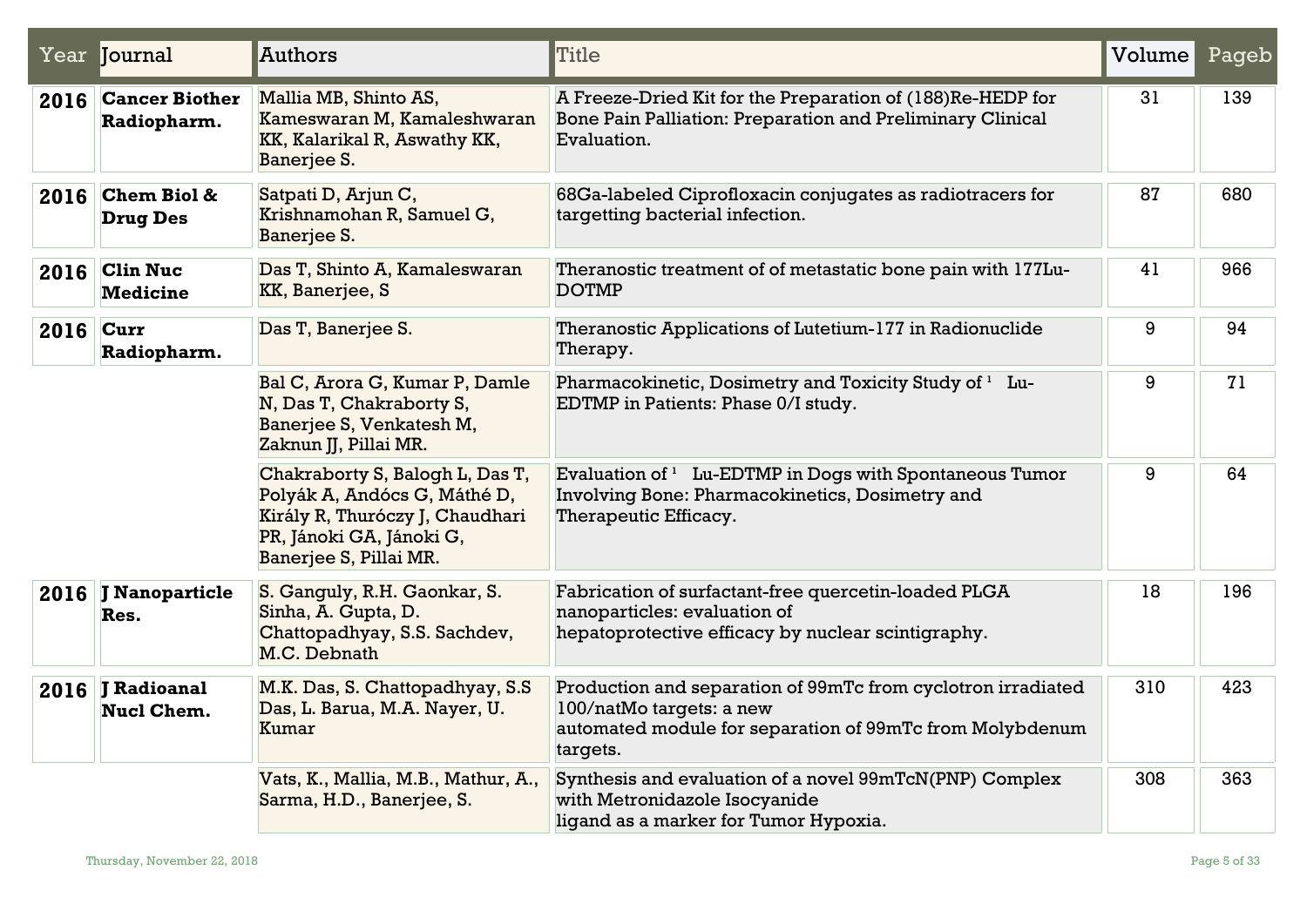| Year | Journal | Authors | Title | Volume | Pageb |
|---|---|---|---|---|---|
| **2016** | **Cancer Biother Radiopharm.** | Mallia MB, Shinto AS, Kameswaran M, Kamaleshwaran KK, Kalarikal R, Aswathy KK, Banerjee S. | A Freeze-Dried Kit for the Preparation of (188)Re-HEDP for Bone Pain Palliation: Preparation and Preliminary Clinical Evaluation. | 31 | 139 |
| **2016** | **Chem Biol & Drug Des** | Satpati D, Arjun C, Krishnamohan R, Samuel G, Banerjee S. | 68Ga-labeled Ciprofloxacin conjugates as radiotracers for targetting bacterial infection. | 87 | 680 |
| **2016** | **Clin Nuc Medicine** | Das T, Shinto A, Kamaleswaran KK, Banerjee, S | Theranostic treatment of of metastatic bone pain with 177Lu-DOTMP | 41 | 966 |
| **2016** | **Curr Radiopharm.** | Das T, Banerjee S. | Theranostic Applications of Lutetium-177 in Radionuclide Therapy. | 9 | 94 |
| | | Bal C, Arora G, Kumar P, Damle N, Das T, Chakraborty S, Banerjee S, Venkatesh M, Zaknun JJ, Pillai MR. | Pharmacokinetic, Dosimetry and Toxicity Study of ¹ Lu-EDTMP in Patients: Phase 0/I study. | 9 | 71 |
| | | Chakraborty S, Balogh L, Das T, Polyák A, Andócs G, Máthé D, Király R, Thuróczy J, Chaudhari PR, Jánoki GA, Jánoki G, Banerjee S, Pillai MR. | Evaluation of ¹ Lu-EDTMP in Dogs with Spontaneous Tumor Involving Bone: Pharmacokinetics, Dosimetry and Therapeutic Efficacy. | 9 | 64 |
| **2016** | **J Nanoparticle Res.** | S. Ganguly, R.H. Gaonkar, S. Sinha, A. Gupta, D. Chattopadhyay, S.S. Sachdev, M.C. Debnath | Fabrication of surfactant-free quercetin-loaded PLGA nanoparticles: evaluation of hepatoprotective efficacy by nuclear scintigraphy. | 18 | 196 |
| **2016** | **J Radioanal Nucl Chem.** | M.K. Das, S. Chattopadhyay, S.S Das, L. Barua, M.A. Nayer, U. Kumar | Production and separation of 99mTc from cyclotron irradiated 100/natMo targets: a new automated module for separation of 99mTc from Molybdenum targets. | 310 | 423 |
| | | Vats, K., Mallia, M.B., Mathur, A., Sarma, H.D., Banerjee, S. | Synthesis and evaluation of a novel 99mTcN(PNP) Complex with Metronidazole Isocyanide ligand as a marker for Tumor Hypoxia. | 308 | 363 |

Thursday, November 22, 2018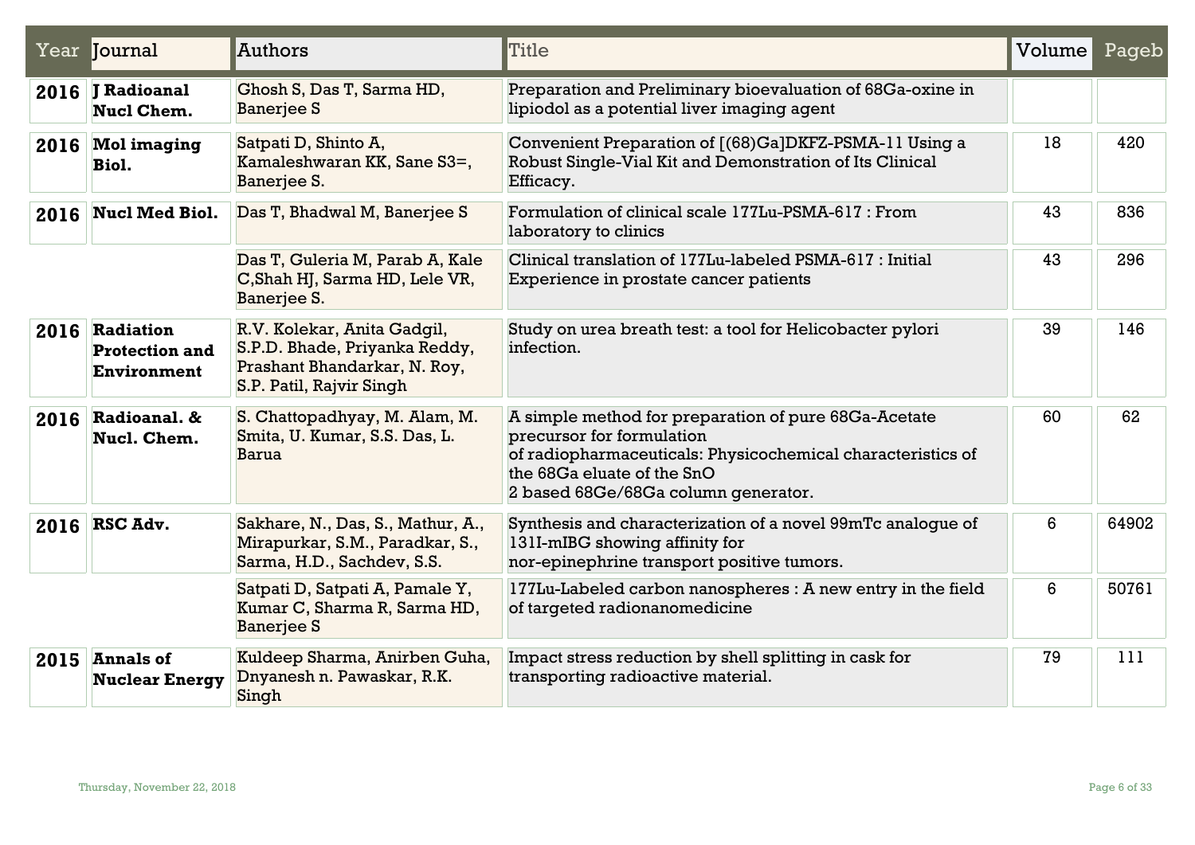| Year | Journal | Authors | Title | Volume | Pageb |
|---|---|---|---|---|---|
| **2016** | **J Radioanal Nucl Chem.** | Ghosh S, Das T, Sarma HD, Banerjee S | Preparation and Preliminary bioevaluation of 68Ga-oxine in lipiodol as a potential liver imaging agent | | |
| **2016** | **Mol imaging Biol.** | Satpati D, Shinto A, Kamaleshwaran KK, Sane S3=, Banerjee S. | Convenient Preparation of [(68)Ga]DKFZ-PSMA-11 Using a Robust Single-Vial Kit and Demonstration of Its Clinical Efficacy. | 18 | 420 |
| **2016** | **Nucl Med Biol.** | Das T, Bhadwal M, Banerjee S | Formulation of clinical scale 177Lu-PSMA-617 : From laboratory to clinics | 43 | 836 |
| | | Das T, Guleria M, Parab A, Kale C,Shah HJ, Sarma HD, Lele VR, Banerjee S. | Clinical translation of 177Lu-labeled PSMA-617 : Initial Experience in prostate cancer patients | 43 | 296 |
| **2016** | **Radiation Protection and Environment** | R.V. Kolekar, Anita Gadgil, S.P.D. Bhade, Priyanka Reddy, Prashant Bhandarkar, N. Roy, S.P. Patil, Rajvir Singh | Study on urea breath test: a tool for Helicobacter pylori infection. | 39 | 146 |
| **2016** | **Radioanal. & Nucl. Chem.** | S. Chattopadhyay, M. Alam, M. Smita, U. Kumar, S.S. Das, L. Barua | A simple method for preparation of pure 68Ga-Acetate precursor for formulation of radiopharmaceuticals: Physicochemical characteristics of the 68Ga eluate of the SnO 2 based 68Ge/68Ga column generator. | 60 | 62 |
| **2016** | **RSC Adv.** | Sakhare, N., Das, S., Mathur, A., Mirapurkar, S.M., Paradkar, S., Sarma, H.D., Sachdev, S.S. | Synthesis and characterization of a novel 99mTc analogue of 131I-mIBG showing affinity for nor-epinephrine transport positive tumors. | 6 | 64902 |
| | | Satpati D, Satpati A, Pamale Y, Kumar C, Sharma R, Sarma HD, Banerjee S | 177Lu-Labeled carbon nanospheres : A new entry in the field of targeted radionanomedicine | 6 | 50761 |
| **2015** | **Annals of Nuclear Energy** | Kuldeep Sharma, Anirben Guha, Dnyanesh n. Pawaskar, R.K. Singh | Impact stress reduction by shell splitting in cask for transporting radioactive material. | 79 | 111 |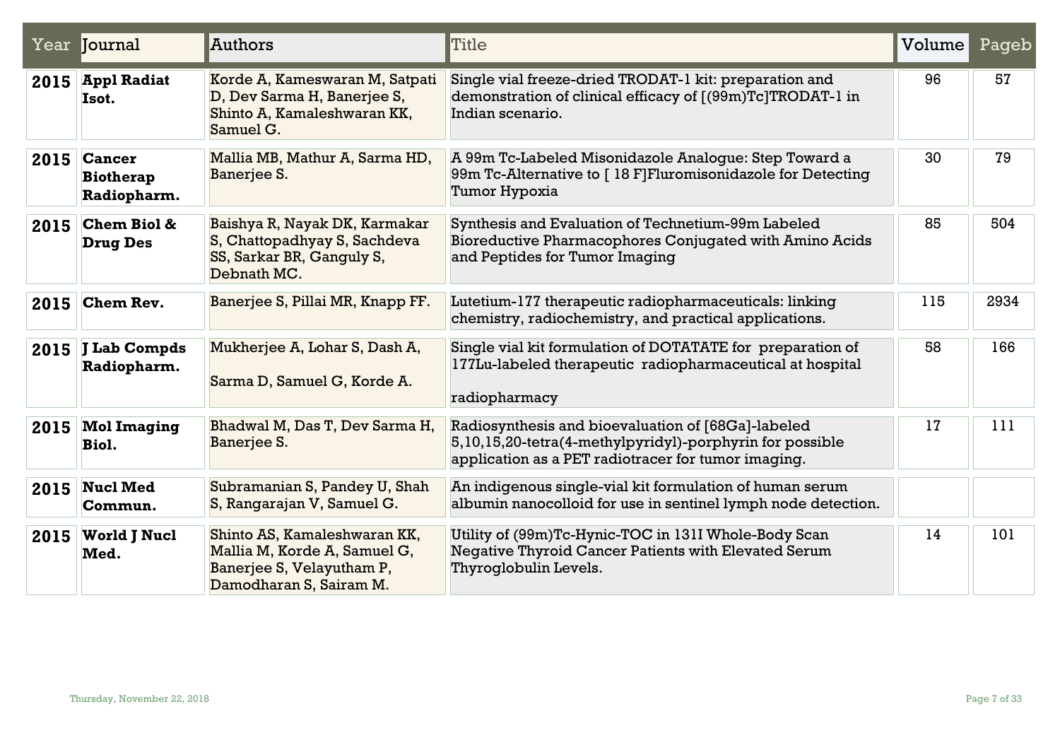| Year | Journal | Authors | Title | Volume | Pageb |
|---|---|---|---|---|---|
| **2015** | **Appl Radiat Isot.** | Korde A, Kameswaran M, Satpati D, Dev Sarma H, Banerjee S, Shinto A, Kamaleshwaran KK, Samuel G. | Single vial freeze-dried TRODAT-1 kit: preparation and demonstration of clinical efficacy of [(99m)Tc]TRODAT-1 in Indian scenario. | 96 | 57 |
| **2015** | **Cancer Biotherap Radiopharm.** | Mallia MB, Mathur A, Sarma HD, Banerjee S. | A 99m Tc-Labeled Misonidazole Analogue: Step Toward a 99m Tc-Alternative to [ 18 F]Fluromisonidazole for Detecting Tumor Hypoxia | 30 | 79 |
| **2015** | **Chem Biol & Drug Des** | Baishya R, Nayak DK, Karmakar S, Chattopadhyay S, Sachdeva SS, Sarkar BR, Ganguly S, Debnath MC. | Synthesis and Evaluation of Technetium-99m Labeled Bioreductive Pharmacophores Conjugated with Amino Acids and Peptides for Tumor Imaging | 85 | 504 |
| **2015** | **Chem Rev.** | Banerjee S, Pillai MR, Knapp FF. | Lutetium-177 therapeutic radiopharmaceuticals: linking chemistry, radiochemistry, and practical applications. | 115 | 2934 |
| **2015** | **J Lab Compds Radiopharm.** | Mukherjee A, Lohar S, Dash A, Sarma D, Samuel G, Korde A. | Single vial kit formulation of DOTATATE for preparation of 177Lu-labeled therapeutic radiopharmaceutical at hospital radiopharmacy | 58 | 166 |
| **2015** | **Mol Imaging Biol.** | Bhadwal M, Das T, Dev Sarma H, Banerjee S. | Radiosynthesis and bioevaluation of [68Ga]-labeled 5,10,15,20-tetra(4-methylpyridyl)-porphyrin for possible application as a PET radiotracer for tumor imaging. | 17 | 111 |
| **2015** | **Nucl Med Commun.** | Subramanian S, Pandey U, Shah S, Rangarajan V, Samuel G. | An indigenous single-vial kit formulation of human serum albumin nanocolloid for use in sentinel lymph node detection. | | |
| **2015** | **World J Nucl Med.** | Shinto AS, Kamaleshwaran KK, Mallia M, Korde A, Samuel G, Banerjee S, Velayutham P, Damodharan S, Sairam M. | Utility of (99m)Tc-Hynic-TOC in 131I Whole-Body Scan Negative Thyroid Cancer Patients with Elevated Serum Thyroglobulin Levels. | 14 | 101 |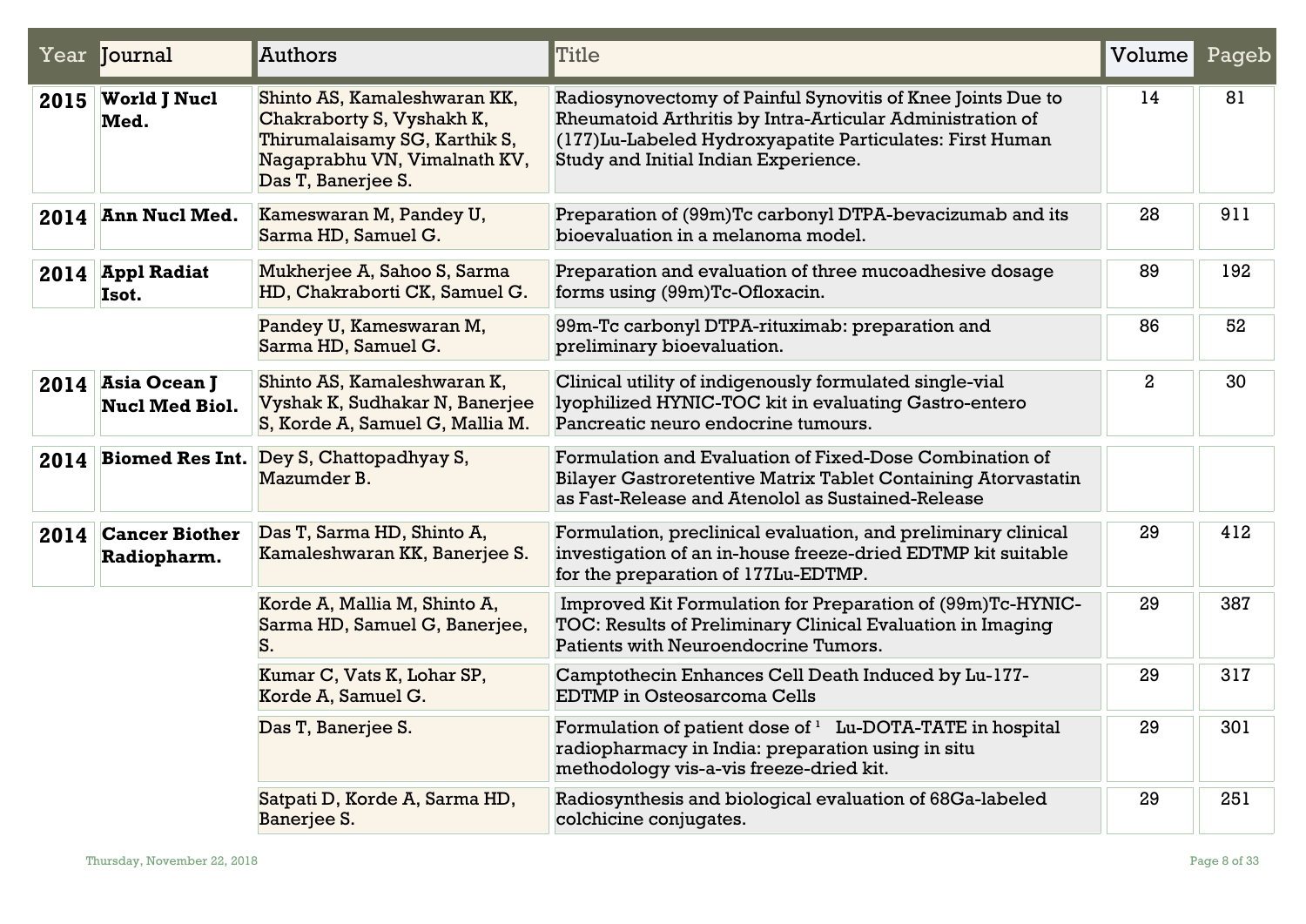| Year | Journal | Authors | Title | Volume | Pageb |
|---|---|---|---|---|---|
| **2015** | **World J Nucl Med.** | Shinto AS, Kamaleshwaran KK, Chakraborty S, Vyshakh K, Thirumalaisamy SG, Karthik S, Nagaprabhu VN, Vimalnath KV, Das T, Banerjee S. | Radiosynovectomy of Painful Synovitis of Knee Joints Due to Rheumatoid Arthritis by Intra-Articular Administration of (177)Lu-Labeled Hydroxyapatite Particulates: First Human Study and Initial Indian Experience. | 14 | 81 |
| **2014** | **Ann Nucl Med.** | Kameswaran M, Pandey U, Sarma HD, Samuel G. | Preparation of (99m)Tc carbonyl DTPA-bevacizumab and its bioevaluation in a melanoma model. | 28 | 911 |
| **2014** | **Appl Radiat Isot.** | Mukherjee A, Sahoo S, Sarma HD, Chakraborti CK, Samuel G. | Preparation and evaluation of three mucoadhesive dosage forms using (99m)Tc-Ofloxacin. | 89 | 192 |
| | | Pandey U, Kameswaran M, Sarma HD, Samuel G. | 99m-Tc carbonyl DTPA-rituximab: preparation and preliminary bioevaluation. | 86 | 52 |
| **2014** | **Asia Ocean J Nucl Med Biol.** | Shinto AS, Kamaleshwaran K, Vyshak K, Sudhakar N, Banerjee S, Korde A, Samuel G, Mallia M. | Clinical utility of indigenously formulated single-vial lyophilized HYNIC-TOC kit in evaluating Gastro-entero Pancreatic neuro endocrine tumours. | 2 | 30 |
| **2014** | **Biomed Res Int.** | Dey S, Chattopadhyay S, Mazumder B. | Formulation and Evaluation of Fixed-Dose Combination of Bilayer Gastroretentive Matrix Tablet Containing Atorvastatin as Fast-Release and Atenolol as Sustained-Release | | |
| **2014** | **Cancer Biother Radiopharm.** | Das T, Sarma HD, Shinto A, Kamaleshwaran KK, Banerjee S. | Formulation, preclinical evaluation, and preliminary clinical investigation of an in-house freeze-dried EDTMP kit suitable for the preparation of 177Lu-EDTMP. | 29 | 412 |
| | | Korde A, Mallia M, Shinto A, Sarma HD, Samuel G, Banerjee, S. | Improved Kit Formulation for Preparation of (99m)Tc-HYNIC-TOC: Results of Preliminary Clinical Evaluation in Imaging Patients with Neuroendocrine Tumors. | 29 | 387 |
| | | Kumar C, Vats K, Lohar SP, Korde A, Samuel G. | Camptothecin Enhances Cell Death Induced by Lu-177-EDTMP in Osteosarcoma Cells | 29 | 317 |
| | | Das T, Banerjee S. | Formulation of patient dose of [1] Lu-DOTA-TATE in hospital radiopharmacy in India: preparation using in situ methodology vis-a-vis freeze-dried kit. | 29 | 301 |
| | | Satpati D, Korde A, Sarma HD, Banerjee S. | Radiosynthesis and biological evaluation of 68Ga-labeled colchicine conjugates. | 29 | 251 |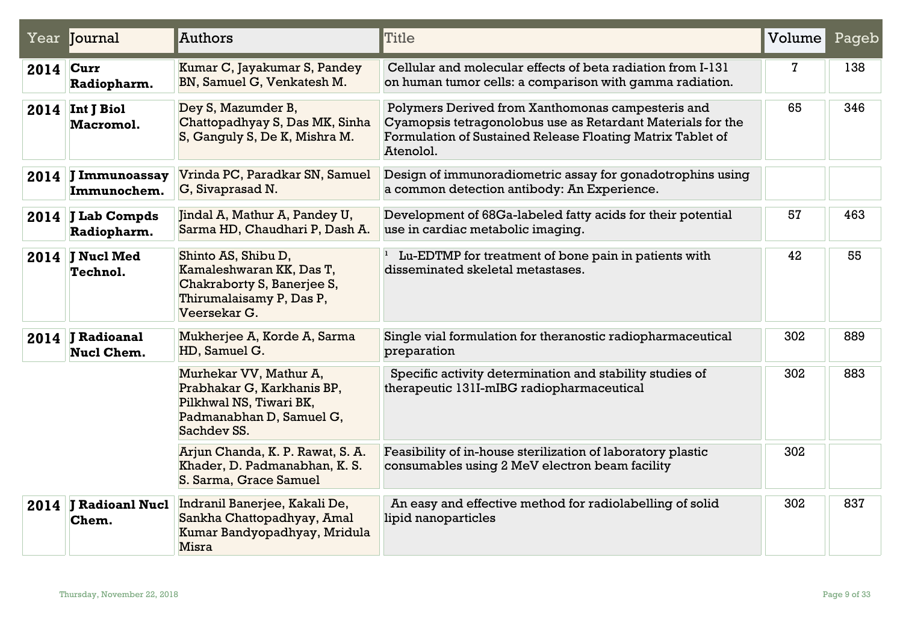| Year | Journal | Authors | Title | Volume | Pageb |
|---|---|---|---|---|---|
| 2014 | Curr Radiopharm. | Kumar C, Jayakumar S, Pandey BN, Samuel G, Venkatesh M. | Cellular and molecular effects of beta radiation from I-131 on human tumor cells: a comparison with gamma radiation. | 7 | 138 |
| 2014 | Int J Biol Macromol. | Dey S, Mazumder B, Chattopadhyay S, Das MK, Sinha S, Ganguly S, De K, Mishra M. | Polymers Derived from Xanthomonas campesteris and Cyamopsis tetragonolobus use as Retardant Materials for the Formulation of Sustained Release Floating Matrix Tablet of Atenolol. | 65 | 346 |
| 2014 | J Immunoassay Immunochem. | Vrinda PC, Paradkar SN, Samuel G, Sivaprasad N. | Design of immunoradiometric assay for gonadotrophins using a common detection antibody: An Experience. | | |
| 2014 | J Lab Compds Radiopharm. | Jindal A, Mathur A, Pandey U, Sarma HD, Chaudhari P, Dash A. | Development of 68Ga-labeled fatty acids for their potential use in cardiac metabolic imaging. | 57 | 463 |
| 2014 | J Nucl Med Technol. | Shinto AS, Shibu D, Kamaleshwaran KK, Das T, Chakraborty S, Banerjee S, Thirumalaisamy P, Das P, Veersekar G. | [1] Lu-EDTMP for treatment of bone pain in patients with disseminated skeletal metastases. | 42 | 55 |
| 2014 | J Radioanal Nucl Chem. | Mukherjee A, Korde A, Sarma HD, Samuel G. | Single vial formulation for theranostic radiopharmaceutical preparation | 302 | 889 |
| | | Murhekar VV, Mathur A, Prabhakar G, Karkhanis BP, Pilkhwal NS, Tiwari BK, Padmanabhan D, Samuel G, Sachdev SS. | Specific activity determination and stability studies of therapeutic 131I-mIBG radiopharmaceutical | 302 | 883 |
| | | Arjun Chanda, K. P. Rawat, S. A. Khader, D. Padmanabhan, K. S. S. Sarma, Grace Samuel | Feasibility of in-house sterilization of laboratory plastic consumables using 2 MeV electron beam facility | 302 | |
| 2014 | J Radioanl Nucl Chem. | Indranil Banerjee, Kakali De, Sankha Chattopadhyay, Amal Kumar Bandyopadhyay, Mridula Misra | An easy and effective method for radiolabelling of solid lipid nanoparticles | 302 | 837 |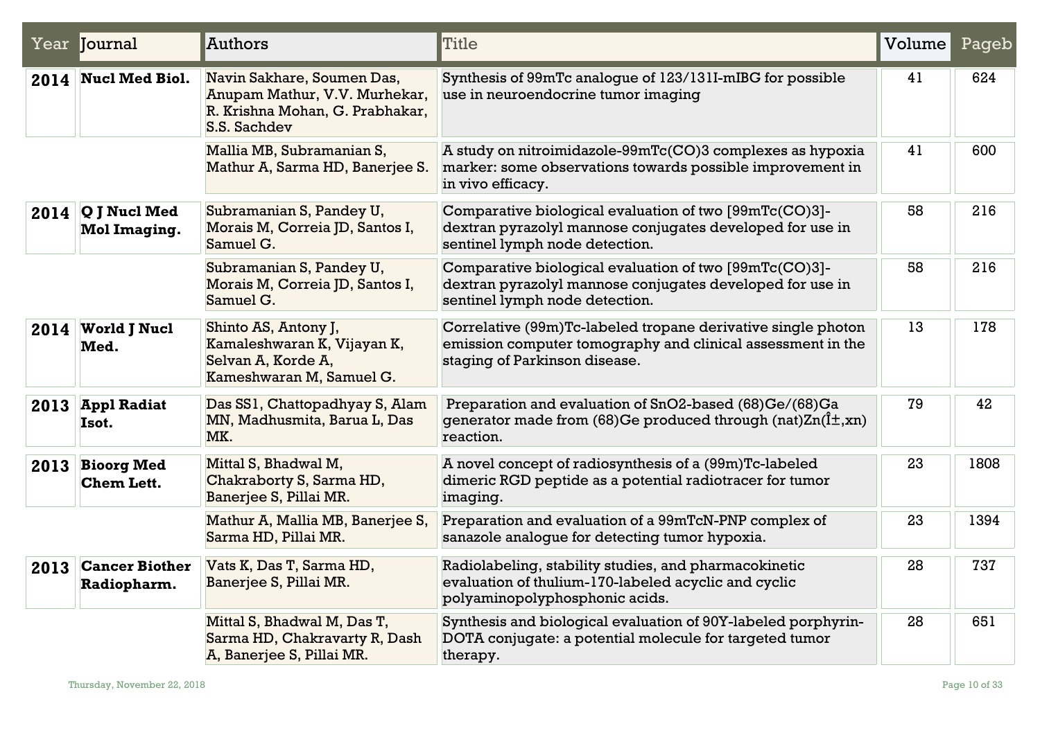| Year | Journal | Authors | Title | Volume | Pageb |
| --- | --- | --- | --- | --- | --- |
| **2014** | **Nucl Med Biol.** | Navin Sakhare, Soumen Das, Anupam Mathur, V.V. Murhekar, R. Krishna Mohan, G. Prabhakar, S.S. Sachdev | Synthesis of 99mTc analogue of 123/131I-mIBG for possible use in neuroendocrine tumor imaging | 41 | 624 |
| | | Mallia MB, Subramanian S, Mathur A, Sarma HD, Banerjee S. | A study on nitroimidazole-99mTc(CO)3 complexes as hypoxia marker: some observations towards possible improvement in in vivo efficacy. | 41 | 600 |
| **2014** | **Q J Nucl Med Mol Imaging.** | Subramanian S, Pandey U, Morais M, Correia JD, Santos I, Samuel G. | Comparative biological evaluation of two [99mTc(CO)3]-dextran pyrazolyl mannose conjugates developed for use in sentinel lymph node detection. | 58 | 216 |
| | | Subramanian S, Pandey U, Morais M, Correia JD, Santos I, Samuel G. | Comparative biological evaluation of two [99mTc(CO)3]-dextran pyrazolyl mannose conjugates developed for use in sentinel lymph node detection. | 58 | 216 |
| **2014** | **World J Nucl Med.** | Shinto AS, Antony J, Kamaleshwaran K, Vijayan K, Selvan A, Korde A, Kameshwaran M, Samuel G. | Correlative (99m)Tc-labeled tropane derivative single photon emission computer tomography and clinical assessment in the staging of Parkinson disease. | 13 | 178 |
| **2013** | **Appl Radiat Isot.** | Das SS1, Chattopadhyay S, Alam MN, Madhusmita, Barua L, Das MK. | Preparation and evaluation of SnO2-based (68)Ge/(68)Ga generator made from (68)Ge produced through (nat)Zn(Î±,xn) reaction. | 79 | 42 |
| **2013** | **Bioorg Med Chem Lett.** | Mittal S, Bhadwal M, Chakraborty S, Sarma HD, Banerjee S, Pillai MR. | A novel concept of radiosynthesis of a (99m)Tc-labeled dimeric RGD peptide as a potential radiotracer for tumor imaging. | 23 | 1808 |
| | | Mathur A, Mallia MB, Banerjee S, Sarma HD, Pillai MR. | Preparation and evaluation of a 99mTcN-PNP complex of sanazole analogue for detecting tumor hypoxia. | 23 | 1394 |
| **2013** | **Cancer Biother Radiopharm.** | Vats K, Das T, Sarma HD, Banerjee S, Pillai MR. | Radiolabeling, stability studies, and pharmacokinetic evaluation of thulium-170-labeled acyclic and cyclic polyaminopolyphosphonic acids. | 28 | 737 |
| | | Mittal S, Bhadwal M, Das T, Sarma HD, Chakravarty R, Dash A, Banerjee S, Pillai MR. | Synthesis and biological evaluation of 90Y-labeled porphyrin-DOTA conjugate: a potential molecule for targeted tumor therapy. | 28 | 651 |

Thursday, November 22, 2018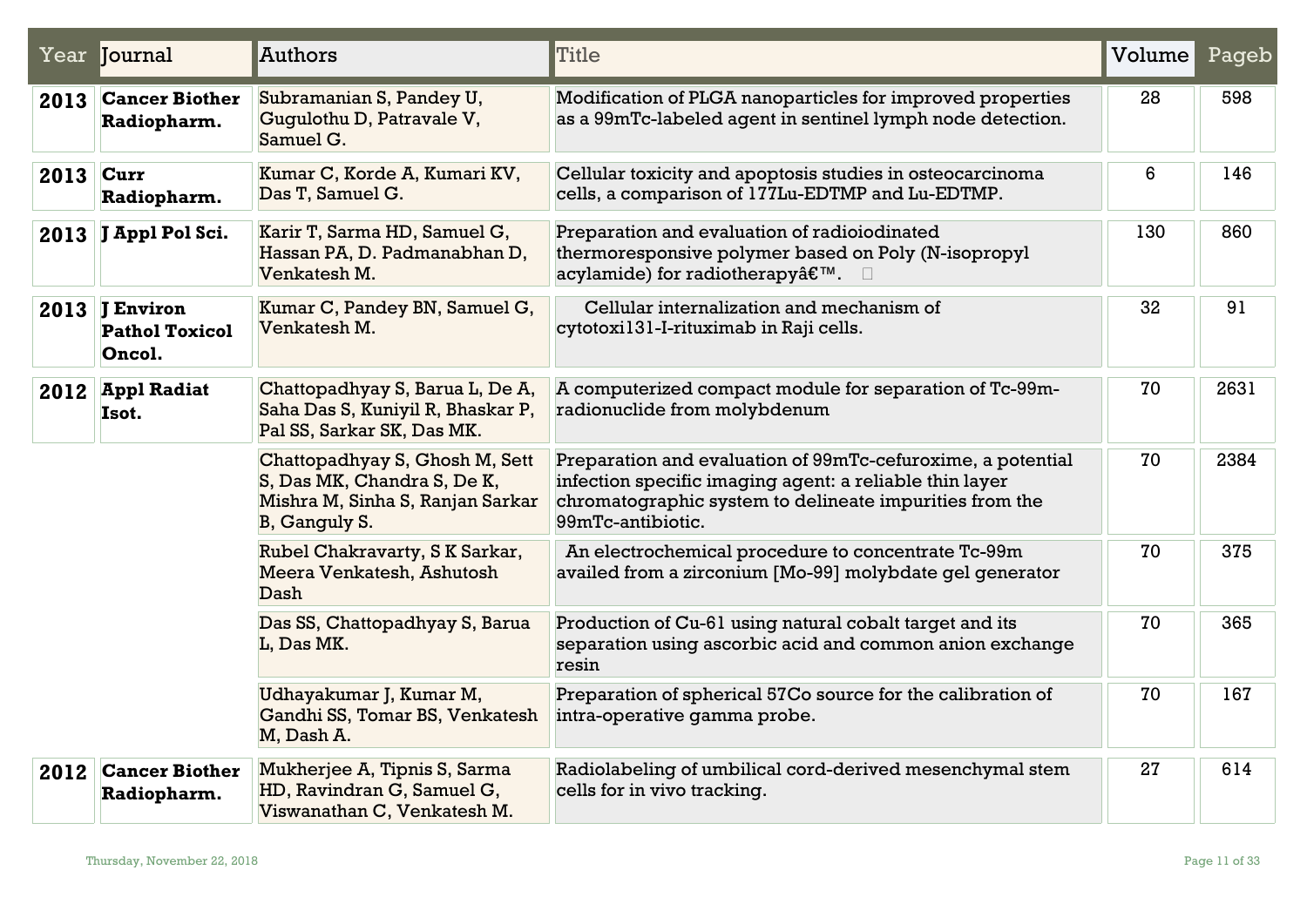| Year | Journal | Authors | Title | Volume | Pageb |
|---|---|---|---|---|---|
| **2013** | **Cancer Biother Radiopharm.** | Subramanian S, Pandey U, Gugulothu D, Patravale V, Samuel G. | Modification of PLGA nanoparticles for improved properties as a 99mTc-labeled agent in sentinel lymph node detection. | 28 | 598 |
| **2013** | **Curr Radiopharm.** | Kumar C, Korde A, Kumari KV, Das T, Samuel G. | Cellular toxicity and apoptosis studies in osteocarcinoma cells, a comparison of 177Lu-EDTMP and Lu-EDTMP. | 6 | 146 |
| **2013** | **J Appl Pol Sci.** | Karir T, Sarma HD, Samuel G, Hassan PA, D. Padmanabhan D, Venkatesh M. | Preparation and evaluation of radioiodinated thermoresponsive polymer based on Poly (N-isopropyl acylamide) for radiotherapyâ€™. | 130 | 860 |
| **2013** | **J Environ Pathol Toxicol Oncol.** | Kumar C, Pandey BN, Samuel G, Venkatesh M. | Cellular internalization and mechanism of cytotoxi131-I-rituximab in Raji cells. | 32 | 91 |
| **2012** | **Appl Radiat Isot.** | Chattopadhyay S, Barua L, De A, Saha Das S, Kuniyil R, Bhaskar P, Pal SS, Sarkar SK, Das MK. | A computerized compact module for separation of Tc-99m-radionuclide from molybdenum | 70 | 2631 |
| | | Chattopadhyay S, Ghosh M, Sett S, Das MK, Chandra S, De K, Mishra M, Sinha S, Ranjan Sarkar B, Ganguly S. | Preparation and evaluation of 99mTc-cefuroxime, a potential infection specific imaging agent: a reliable thin layer chromatographic system to delineate impurities from the 99mTc-antibiotic. | 70 | 2384 |
| | | Rubel Chakravarty, S K Sarkar, Meera Venkatesh, Ashutosh Dash | An electrochemical procedure to concentrate Tc-99m availed from a zirconium [Mo-99] molybdate gel generator | 70 | 375 |
| | | Das SS, Chattopadhyay S, Barua L, Das MK. | Production of Cu-61 using natural cobalt target and its separation using ascorbic acid and common anion exchange resin | 70 | 365 |
| | | Udhayakumar J, Kumar M, Gandhi SS, Tomar BS, Venkatesh M, Dash A. | Preparation of spherical 57Co source for the calibration of intra-operative gamma probe. | 70 | 167 |
| **2012** | **Cancer Biother Radiopharm.** | Mukherjee A, Tipnis S, Sarma HD, Ravindran G, Samuel G, Viswanathan C, Venkatesh M. | Radiolabeling of umbilical cord-derived mesenchymal stem cells for in vivo tracking. | 27 | 614 |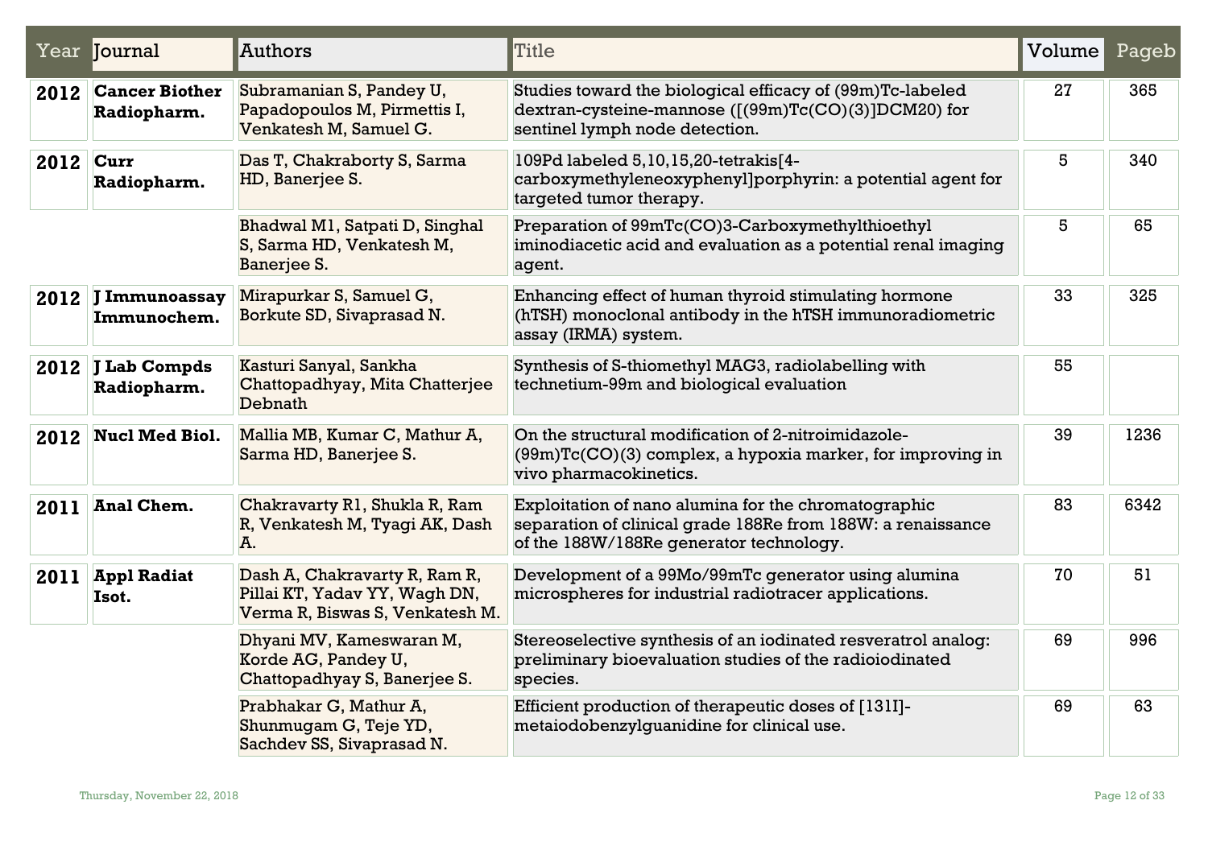| Year | Journal | Authors | Title | Volume | Pageb |
|---|---|---|---|---|---|
| **2012** | **Cancer Biother Radiopharm.** | Subramanian S, Pandey U, Papadopoulos M, Pirmettis I, Venkatesh M, Samuel G. | Studies toward the biological efficacy of (99m)Tc-labeled dextran-cysteine-mannose ([(99m)Tc(CO)(3)]DCM20) for sentinel lymph node detection. | 27 | 365 |
| **2012** | **Curr Radiopharm.** | Das T, Chakraborty S, Sarma HD, Banerjee S. | 109Pd labeled 5,10,15,20-tetrakis[4-carboxymethyleneoxyphenyl]porphyrin: a potential agent for targeted tumor therapy. | 5 | 340 |
| | | Bhadwal M1, Satpati D, Singhal S, Sarma HD, Venkatesh M, Banerjee S. | Preparation of 99mTc(CO)3-Carboxymethylthioethyl iminodiacetic acid and evaluation as a potential renal imaging agent. | 5 | 65 |
| **2012** | **J Immunoassay Immunochem.** | Mirapurkar S, Samuel G, Borkute SD, Sivaprasad N. | Enhancing effect of human thyroid stimulating hormone (hTSH) monoclonal antibody in the hTSH immunoradiometric assay (IRMA) system. | 33 | 325 |
| **2012** | **J Lab Compds Radiopharm.** | Kasturi Sanyal, Sankha Chattopadhyay, Mita Chatterjee Debnath | Synthesis of S-thiomethyl MAG3, radiolabelling with technetium-99m and biological evaluation | 55 | |
| **2012** | **Nucl Med Biol.** | Mallia MB, Kumar C, Mathur A, Sarma HD, Banerjee S. | On the structural modification of 2-nitroimidazole-(99m)Tc(CO)(3) complex, a hypoxia marker, for improving in vivo pharmacokinetics. | 39 | 1236 |
| **2011** | **Anal Chem.** | Chakravarty R1, Shukla R, Ram R, Venkatesh M, Tyagi AK, Dash A. | Exploitation of nano alumina for the chromatographic separation of clinical grade 188Re from 188W: a renaissance of the 188W/188Re generator technology. | 83 | 6342 |
| **2011** | **Appl Radiat Isot.** | Dash A, Chakravarty R, Ram R, Pillai KT, Yadav YY, Wagh DN, Verma R, Biswas S, Venkatesh M. | Development of a 99Mo/99mTc generator using alumina microspheres for industrial radiotracer applications. | 70 | 51 |
| | | Dhyani MV, Kameswaran M, Korde AG, Pandey U, Chattopadhyay S, Banerjee S. | Stereoselective synthesis of an iodinated resveratrol analog: preliminary bioevaluation studies of the radioiodinated species. | 69 | 996 |
| | | Prabhakar G, Mathur A, Shunmugam G, Teje YD, Sachdev SS, Sivaprasad N. | Efficient production of therapeutic doses of [131I]-metaiodobenzylguanidine for clinical use. | 69 | 63 |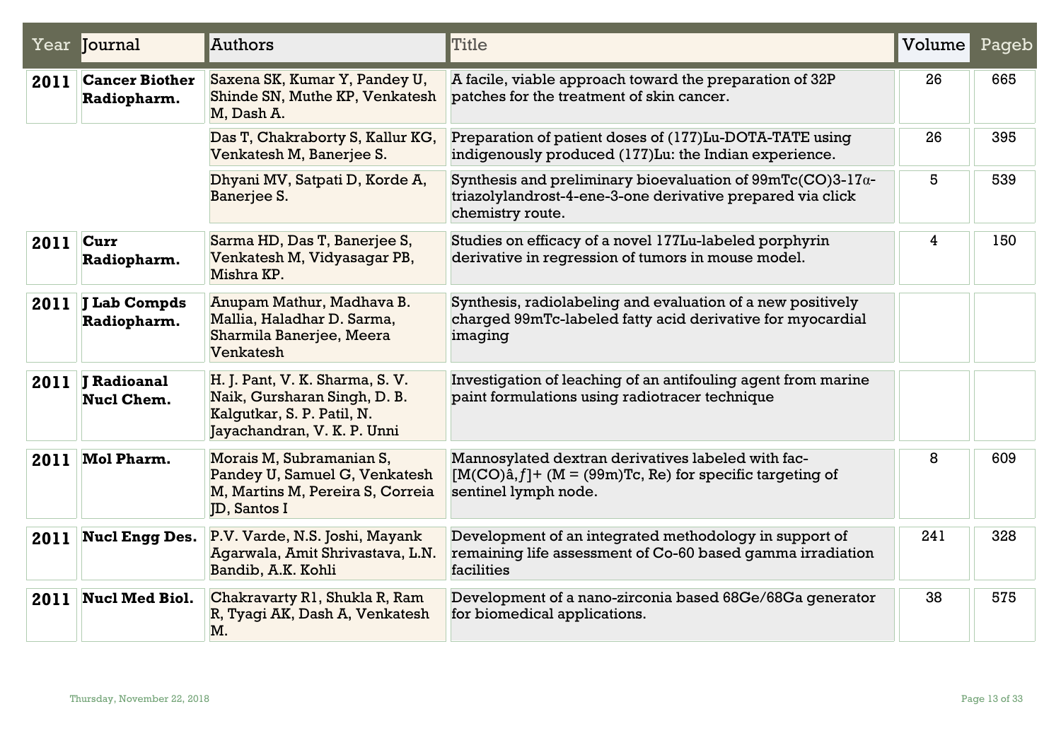| Year | Journal | Authors | Title | Volume | Pageb |
|---|---|---|---|---|---|
| **2011** | **Cancer Biother Radiopharm.** | Saxena SK, Kumar Y, Pandey U, Shinde SN, Muthe KP, Venkatesh M, Dash A. | A facile, viable approach toward the preparation of 32P patches for the treatment of skin cancer. | 26 | 665 |
| | | Das T, Chakraborty S, Kallur KG, Venkatesh M, Banerjee S. | Preparation of patient doses of (177)Lu-DOTA-TATE using indigenously produced (177)Lu: the Indian experience. | 26 | 395 |
| | | Dhyani MV, Satpati D, Korde A, Banerjee S. | Synthesis and preliminary bioevaluation of 99mTc(CO)3-17α-triazolylandrost-4-ene-3-one derivative prepared via click chemistry route. | 5 | 539 |
| **2011** | **Curr Radiopharm.** | Sarma HD, Das T, Banerjee S, Venkatesh M, Vidyasagar PB, Mishra KP. | Studies on efficacy of a novel 177Lu-labeled porphyrin derivative in regression of tumors in mouse model. | 4 | 150 |
| **2011** | **J Lab Compds Radiopharm.** | Anupam Mathur, Madhava B. Mallia, Haladhar D. Sarma, Sharmila Banerjee, Meera Venkatesh | Synthesis, radiolabeling and evaluation of a new positively charged 99mTc-labeled fatty acid derivative for myocardial imaging | | |
| **2011** | **J Radioanal Nucl Chem.** | H. J. Pant, V. K. Sharma, S. V. Naik, Gursharan Singh, D. B. Kalgutkar, S. P. Patil, N. Jayachandran, V. K. P. Unni | Investigation of leaching of an antifouling agent from marine paint formulations using radiotracer technique | | |
| **2011** | **Mol Pharm.** | Morais M, Subramanian S, Pandey U, Samuel G, Venkatesh M, Martins M, Pereira S, Correia JD, Santos I | Mannosylated dextran derivatives labeled with fac-[M(CO)â‚ƒ]+ (M = (99m)Tc, Re) for specific targeting of sentinel lymph node. | 8 | 609 |
| **2011** | **Nucl Engg Des.** | P.V. Varde, N.S. Joshi, Mayank Agarwala, Amit Shrivastava, L.N. Bandib, A.K. Kohli | Development of an integrated methodology in support of remaining life assessment of Co-60 based gamma irradiation facilities | 241 | 328 |
| **2011** | **Nucl Med Biol.** | Chakravarty R1, Shukla R, Ram R, Tyagi AK, Dash A, Venkatesh M. | Development of a nano-zirconia based 68Ge/68Ga generator for biomedical applications. | 38 | 575 |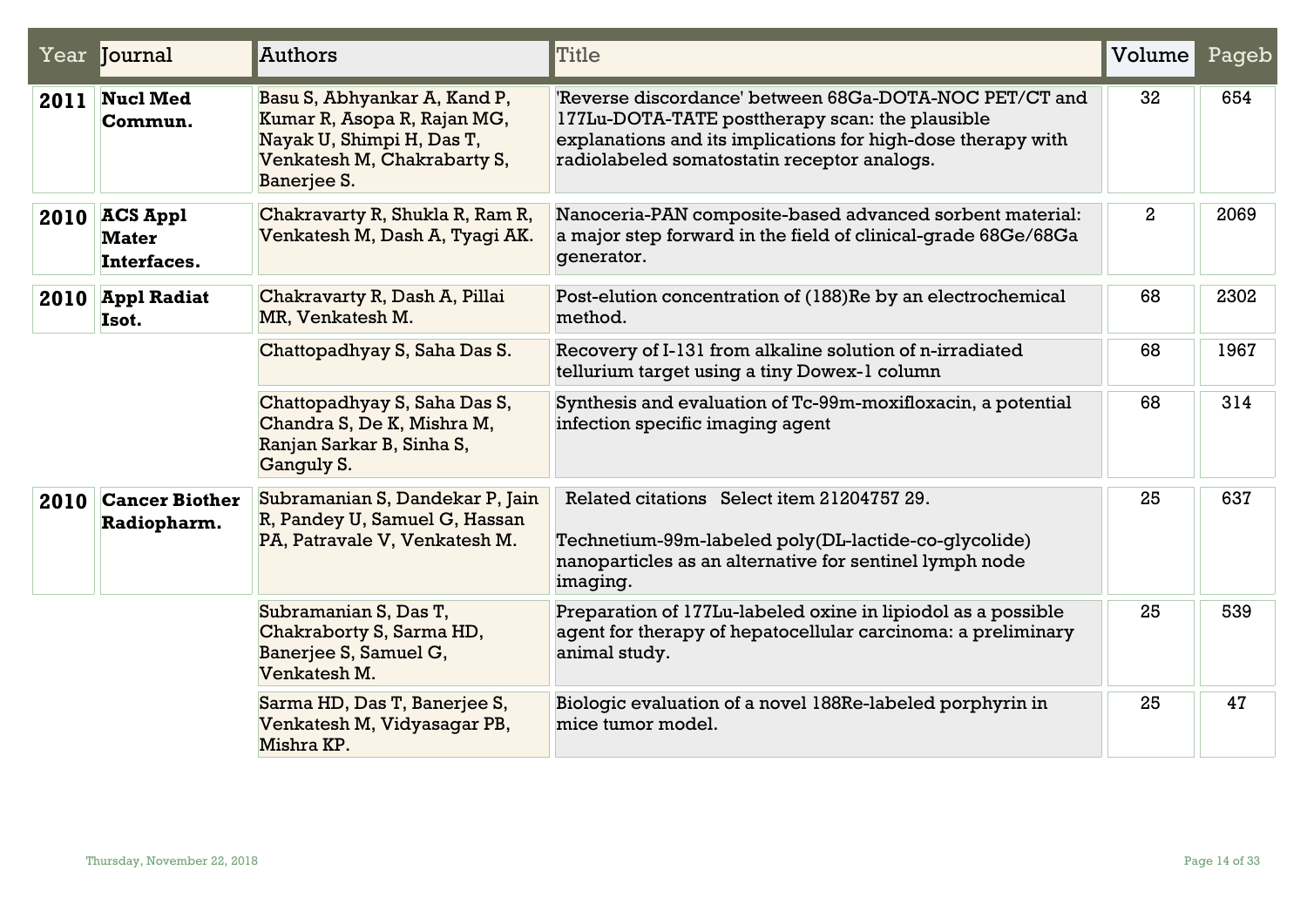| Year | Journal | Authors | Title | Volume | Pageb |
|---|---|---|---|---|---|
| **2011** | **Nucl Med Commun.** | Basu S, Abhyankar A, Kand P, Kumar R, Asopa R, Rajan MG, Nayak U, Shimpi H, Das T, Venkatesh M, Chakrabarty S, Banerjee S. | 'Reverse discordance' between 68Ga-DOTA-NOC PET/CT and 177Lu-DOTA-TATE posttherapy scan: the plausible explanations and its implications for high-dose therapy with radiolabeled somatostatin receptor analogs. | 32 | 654 |
| **2010** | **ACS Appl Mater Interfaces.** | Chakravarty R, Shukla R, Ram R, Venkatesh M, Dash A, Tyagi AK. | Nanoceria-PAN composite-based advanced sorbent material: a major step forward in the field of clinical-grade 68Ge/68Ga generator. | 2 | 2069 |
| **2010** | **Appl Radiat Isot.** | Chakravarty R, Dash A, Pillai MR, Venkatesh M. | Post-elution concentration of (188)Re by an electrochemical method. | 68 | 2302 |
| | | Chattopadhyay S, Saha Das S. | Recovery of I-131 from alkaline solution of n-irradiated tellurium target using a tiny Dowex-1 column | 68 | 1967 |
| | | Chattopadhyay S, Saha Das S, Chandra S, De K, Mishra M, Ranjan Sarkar B, Sinha S, Ganguly S. | Synthesis and evaluation of Tc-99m-moxifloxacin, a potential infection specific imaging agent | 68 | 314 |
| **2010** | **Cancer Biother Radiopharm.** | Subramanian S, Dandekar P, Jain R, Pandey U, Samuel G, Hassan PA, Patravale V, Venkatesh M. | Related citations Select item 21204757 29. Technetium-99m-labeled poly(DL-lactide-co-glycolide) nanoparticles as an alternative for sentinel lymph node imaging. | 25 | 637 |
| | | Subramanian S, Das T, Chakraborty S, Sarma HD, Banerjee S, Samuel G, Venkatesh M. | Preparation of 177Lu-labeled oxine in lipiodol as a possible agent for therapy of hepatocellular carcinoma: a preliminary animal study. | 25 | 539 |
| | | Sarma HD, Das T, Banerjee S, Venkatesh M, Vidyasagar PB, Mishra KP. | Biologic evaluation of a novel 188Re-labeled porphyrin in mice tumor model. | 25 | 47 |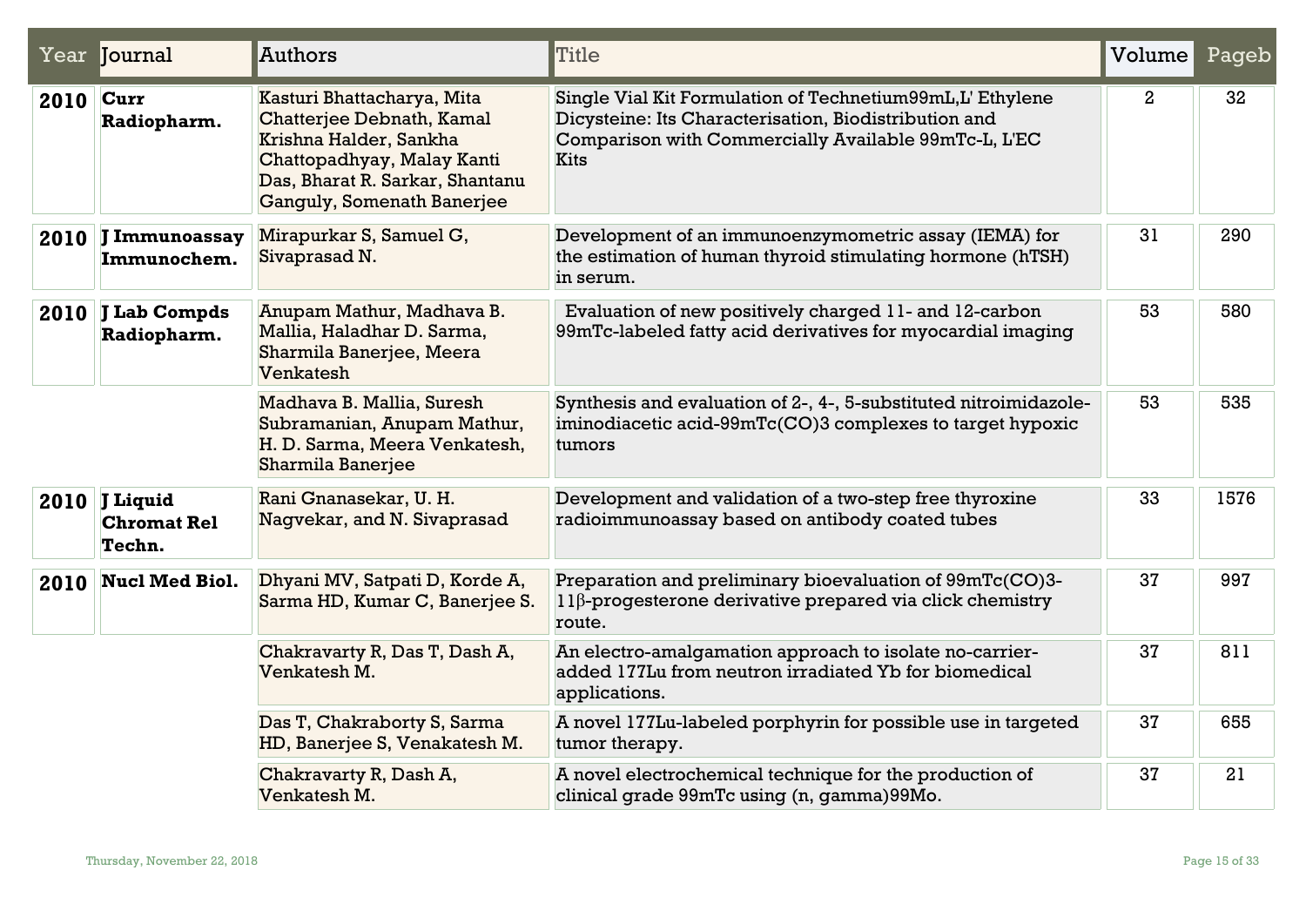| Year | Journal | Authors | Title | Volume | Pageb |
|---|---|---|---|---|---|
| **2010** | **Curr Radiopharm.** | Kasturi Bhattacharya, Mita Chatterjee Debnath, Kamal Krishna Halder, Sankha Chattopadhyay, Malay Kanti Das, Bharat R. Sarkar, Shantanu Ganguly, Somenath Banerjee | Single Vial Kit Formulation of Technetium99mL,L' Ethylene Dicysteine: Its Characterisation, Biodistribution and Comparison with Commercially Available 99mTc-L, L'EC Kits | 2 | 32 |
| **2010** | **J Immunoassay Immunochem.** | Mirapurkar S, Samuel G, Sivaprasad N. | Development of an immunoenzymometric assay (IEMA) for the estimation of human thyroid stimulating hormone (hTSH) in serum. | 31 | 290 |
| **2010** | **J Lab Compds Radiopharm.** | Anupam Mathur, Madhava B. Mallia, Haladhar D. Sarma, Sharmila Banerjee, Meera Venkatesh | Evaluation of new positively charged 11- and 12-carbon 99mTc-labeled fatty acid derivatives for myocardial imaging | 53 | 580 |
| | | Madhava B. Mallia, Suresh Subramanian, Anupam Mathur, H. D. Sarma, Meera Venkatesh, Sharmila Banerjee | Synthesis and evaluation of 2-, 4-, 5-substituted nitroimidazole-iminodiacetic acid-99mTc(CO)3 complexes to target hypoxic tumors | 53 | 535 |
| **2010** | **J Liquid Chromat Rel Techn.** | Rani Gnanasekar, U. H. Nagvekar, and N. Sivaprasad | Development and validation of a two-step free thyroxine radioimmunoassay based on antibody coated tubes | 33 | 1576 |
| **2010** | **Nucl Med Biol.** | Dhyani MV, Satpati D, Korde A, Sarma HD, Kumar C, Banerjee S. | Preparation and preliminary bioevaluation of 99mTc(CO)3-11β-progesterone derivative prepared via click chemistry route. | 37 | 997 |
| | | Chakravarty R, Das T, Dash A, Venkatesh M. | An electro-amalgamation approach to isolate no-carrier-added 177Lu from neutron irradiated Yb for biomedical applications. | 37 | 811 |
| | | Das T, Chakraborty S, Sarma HD, Banerjee S, Venakatesh M. | A novel 177Lu-labeled porphyrin for possible use in targeted tumor therapy. | 37 | 655 |
| | | Chakravarty R, Dash A, Venkatesh M. | A novel electrochemical technique for the production of clinical grade 99mTc using (n, gamma)99Mo. | 37 | 21 |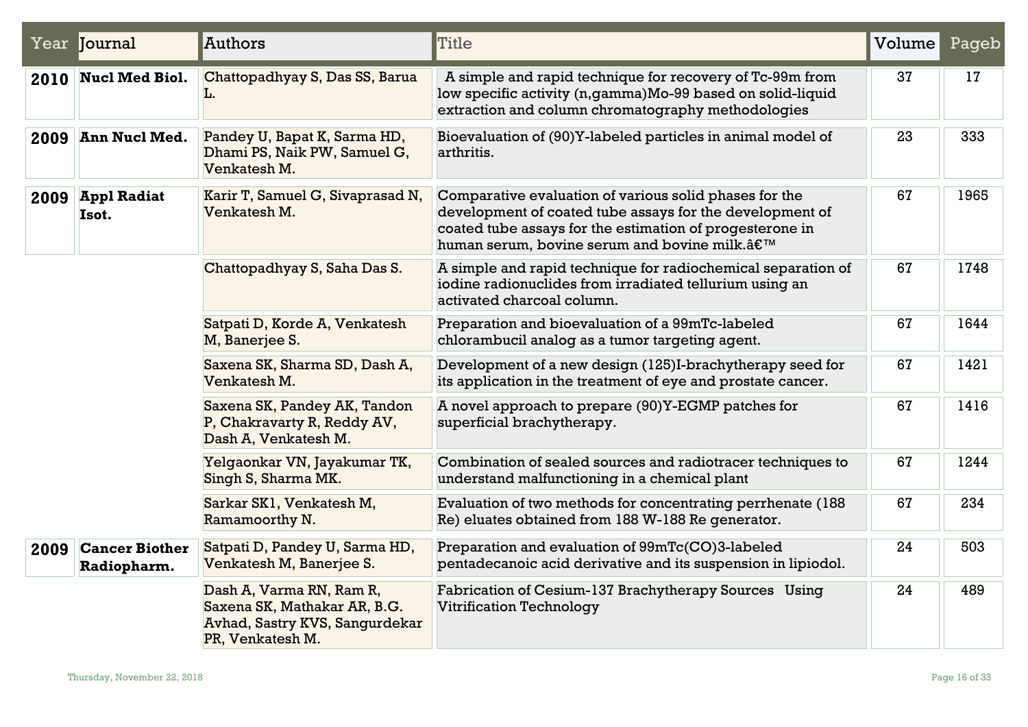| Year | Journal | Authors | Title | Volume | Pageb |
|---|---|---|---|---|---|
| **2010** | **Nucl Med Biol.** | Chattopadhyay S, Das SS, Barua L. | A simple and rapid technique for recovery of Tc-99m from low specific activity (n,gamma)Mo-99 based on solid-liquid extraction and column chromatography methodologies | 37 | 17 |
| **2009** | **Ann Nucl Med.** | Pandey U, Bapat K, Sarma HD, Dhami PS, Naik PW, Samuel G, Venkatesh M. | Bioevaluation of (90)Y-labeled particles in animal model of arthritis. | 23 | 333 |
| **2009** | **Appl Radiat Isot.** | Karir T, Samuel G, Sivaprasad N, Venkatesh M. | Comparative evaluation of various solid phases for the development of coated tube assays for the development of coated tube assays for the estimation of progesterone in human serum, bovine serum and bovine milk.â€™ | 67 | 1965 |
| | | Chattopadhyay S, Saha Das S. | A simple and rapid technique for radiochemical separation of iodine radionuclides from irradiated tellurium using an activated charcoal column. | 67 | 1748 |
| | | Satpati D, Korde A, Venkatesh M, Banerjee S. | Preparation and bioevaluation of a 99mTc-labeled chlorambucil analog as a tumor targeting agent. | 67 | 1644 |
| | | Saxena SK, Sharma SD, Dash A, Venkatesh M. | Development of a new design (125)I-brachytherapy seed for its application in the treatment of eye and prostate cancer. | 67 | 1421 |
| | | Saxena SK, Pandey AK, Tandon P, Chakravarty R, Reddy AV, Dash A, Venkatesh M. | A novel approach to prepare (90)Y-EGMP patches for superficial brachytherapy. | 67 | 1416 |
| | | Yelgaonkar VN, Jayakumar TK, Singh S, Sharma MK. | Combination of sealed sources and radiotracer techniques to understand malfunctioning in a chemical plant | 67 | 1244 |
| | | Sarkar SK1, Venkatesh M, Ramamoorthy N. | Evaluation of two methods for concentrating perrhenate (188 Re) eluates obtained from 188 W-188 Re generator. | 67 | 234 |
| **2009** | **Cancer Biother Radiopharm.** | Satpati D, Pandey U, Sarma HD, Venkatesh M, Banerjee S. | Preparation and evaluation of 99mTc(CO)3-labeled pentadecanoic acid derivative and its suspension in lipiodol. | 24 | 503 |
| | | Dash A, Varma RN, Ram R, Saxena SK, Mathakar AR, B.G. Avhad, Sastry KVS, Sangurdekar PR, Venkatesh M. | Fabrication of Cesium-137 Brachytherapy Sources Using Vitrification Technology | 24 | 489 |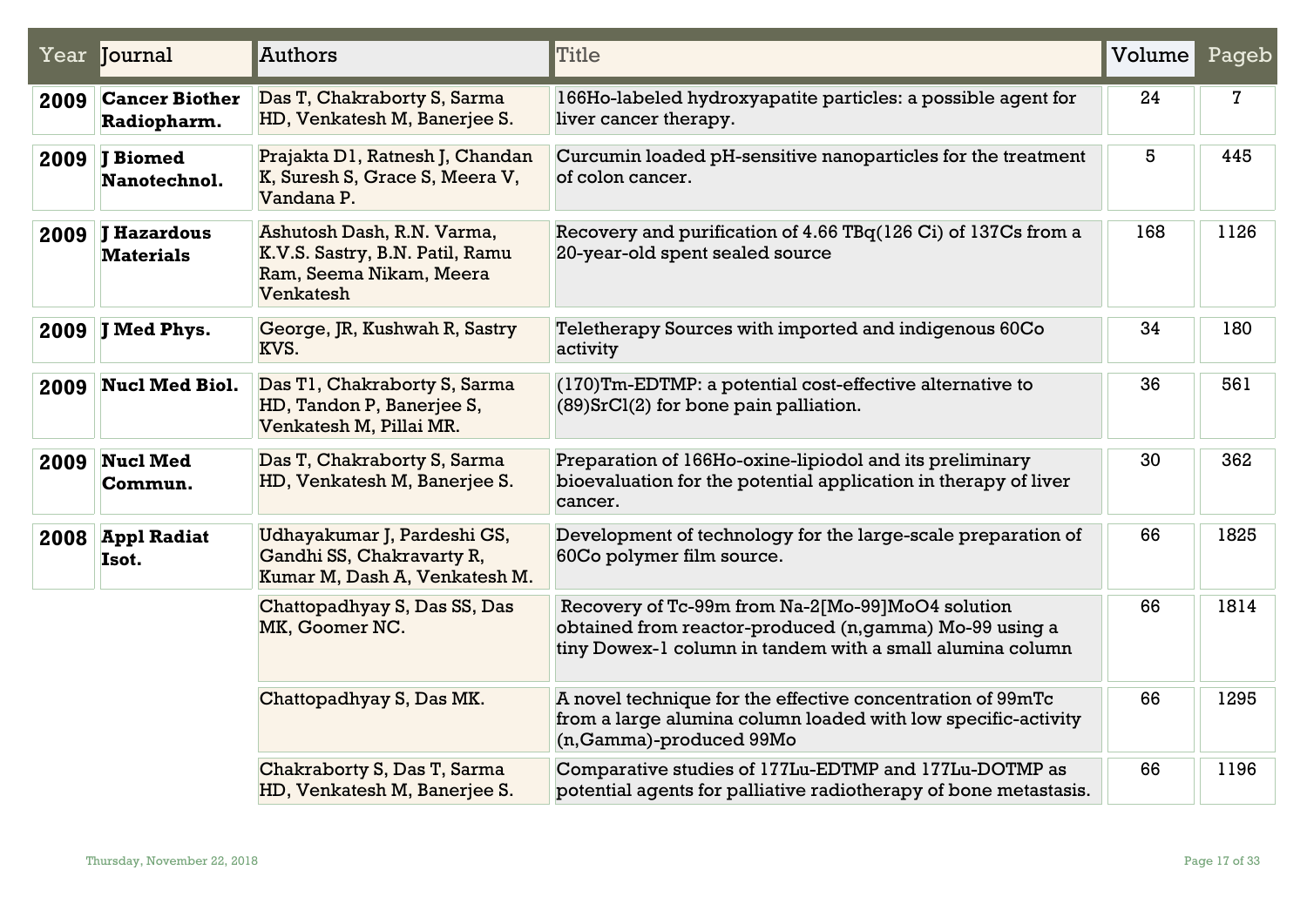| Year | Journal | Authors | Title | Volume | Pageb |
|---|---|---|---|---|---|
| **2009** | **Cancer Biother Radiopharm.** | Das T, Chakraborty S, Sarma HD, Venkatesh M, Banerjee S. | 166Ho-labeled hydroxyapatite particles: a possible agent for liver cancer therapy. | 24 | 7 |
| **2009** | **J Biomed Nanotechnol.** | Prajakta D1, Ratnesh J, Chandan K, Suresh S, Grace S, Meera V, Vandana P. | Curcumin loaded pH-sensitive nanoparticles for the treatment of colon cancer. | 5 | 445 |
| **2009** | **J Hazardous Materials** | Ashutosh Dash, R.N. Varma, K.V.S. Sastry, B.N. Patil, Ramu Ram, Seema Nikam, Meera Venkatesh | Recovery and purification of 4.66 TBq(126 Ci) of 137Cs from a 20-year-old spent sealed source | 168 | 1126 |
| **2009** | **J Med Phys.** | George, JR, Kushwah R, Sastry KVS. | Teletherapy Sources with imported and indigenous 60Co activity | 34 | 180 |
| **2009** | **Nucl Med Biol.** | Das T1, Chakraborty S, Sarma HD, Tandon P, Banerjee S, Venkatesh M, Pillai MR. | (170)Tm-EDTMP: a potential cost-effective alternative to (89)SrCl(2) for bone pain palliation. | 36 | 561 |
| **2009** | **Nucl Med Commun.** | Das T, Chakraborty S, Sarma HD, Venkatesh M, Banerjee S. | Preparation of 166Ho-oxine-lipiodol and its preliminary bioevaluation for the potential application in therapy of liver cancer. | 30 | 362 |
| **2008** | **Appl Radiat Isot.** | Udhayakumar J, Pardeshi GS, Gandhi SS, Chakravarty R, Kumar M, Dash A, Venkatesh M. | Development of technology for the large-scale preparation of 60Co polymer film source. | 66 | 1825 |
| | | Chattopadhyay S, Das SS, Das MK, Goomer NC. | Recovery of Tc-99m from Na-2[Mo-99]MoO4 solution obtained from reactor-produced (n,gamma) Mo-99 using a tiny Dowex-1 column in tandem with a small alumina column | 66 | 1814 |
| | | Chattopadhyay S, Das MK. | A novel technique for the effective concentration of 99mTc from a large alumina column loaded with low specific-activity (n,Gamma)-produced 99Mo | 66 | 1295 |
| | | Chakraborty S, Das T, Sarma HD, Venkatesh M, Banerjee S. | Comparative studies of 177Lu-EDTMP and 177Lu-DOTMP as potential agents for palliative radiotherapy of bone metastasis. | 66 | 1196 |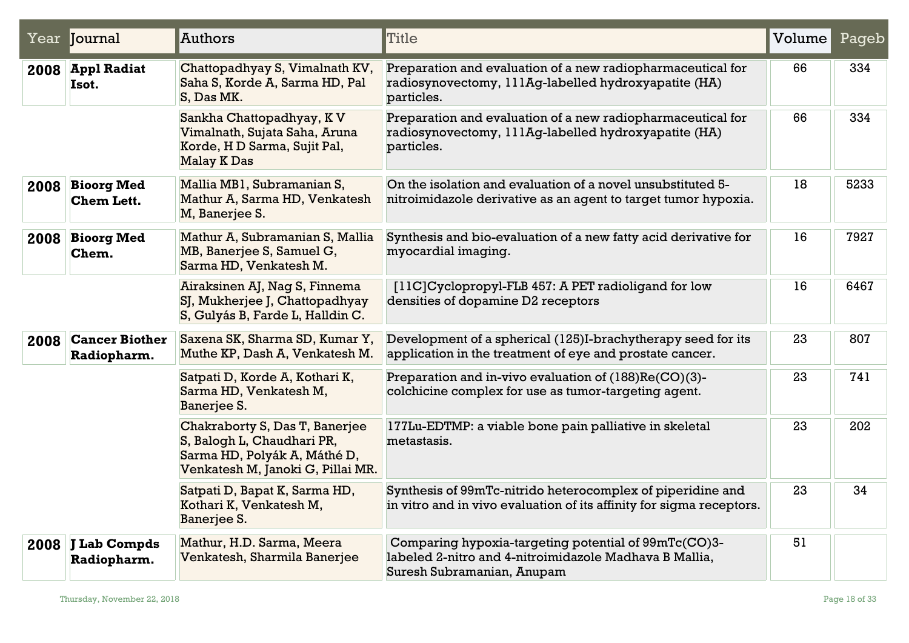| Year | Journal | Authors | Title | Volume | Pageb |
|---|---|---|---|---|---|
| **2008** | **Appl Radiat Isot.** | Chattopadhyay S, Vimalnath KV, Saha S, Korde A, Sarma HD, Pal S, Das MK. | Preparation and evaluation of a new radiopharmaceutical for radiosynovectomy, 111Ag-labelled hydroxyapatite (HA) particles. | 66 | 334 |
| | | Sankha Chattopadhyay, K V Vimalnath, Sujata Saha, Aruna Korde, H D Sarma, Sujit Pal, Malay K Das | Preparation and evaluation of a new radiopharmaceutical for radiosynovectomy, 111Ag-labelled hydroxyapatite (HA) particles. | 66 | 334 |
| **2008** | **Bioorg Med Chem Lett.** | Mallia MB1, Subramanian S, Mathur A, Sarma HD, Venkatesh M, Banerjee S. | On the isolation and evaluation of a novel unsubstituted 5-nitroimidazole derivative as an agent to target tumor hypoxia. | 18 | 5233 |
| **2008** | **Bioorg Med Chem.** | Mathur A, Subramanian S, Mallia MB, Banerjee S, Samuel G, Sarma HD, Venkatesh M. | Synthesis and bio-evaluation of a new fatty acid derivative for myocardial imaging. | 16 | 7927 |
| | | Airaksinen AJ, Nag S, Finnema SJ, Mukherjee J, Chattopadhyay S, Gulyás B, Farde L, Halldin C. | [11C]Cyclopropyl-FLB 457: A PET radioligand for low densities of dopamine D2 receptors | 16 | 6467 |
| **2008** | **Cancer Biother Radiopharm.** | Saxena SK, Sharma SD, Kumar Y, Muthe KP, Dash A, Venkatesh M. | Development of a spherical (125)I-brachytherapy seed for its application in the treatment of eye and prostate cancer. | 23 | 807 |
| | | Satpati D, Korde A, Kothari K, Sarma HD, Venkatesh M, Banerjee S. | Preparation and in-vivo evaluation of (188)Re(CO)(3)-colchicine complex for use as tumor-targeting agent. | 23 | 741 |
| | | Chakraborty S, Das T, Banerjee S, Balogh L, Chaudhari PR, Sarma HD, Polyák A, Máthé D, Venkatesh M, Janoki G, Pillai MR. | 177Lu-EDTMP: a viable bone pain palliative in skeletal metastasis. | 23 | 202 |
| | | Satpati D, Bapat K, Sarma HD, Kothari K, Venkatesh M, Banerjee S. | Synthesis of 99mTc-nitrido heterocomplex of piperidine and in vitro and in vivo evaluation of its affinity for sigma receptors. | 23 | 34 |
| **2008** | **J Lab Compds Radiopharm.** | Mathur, H.D. Sarma, Meera Venkatesh, Sharmila Banerjee | Comparing hypoxia-targeting potential of 99mTc(CO)3-labeled 2-nitro and 4-nitroimidazole Madhava B Mallia, Suresh Subramanian, Anupam | 51 | |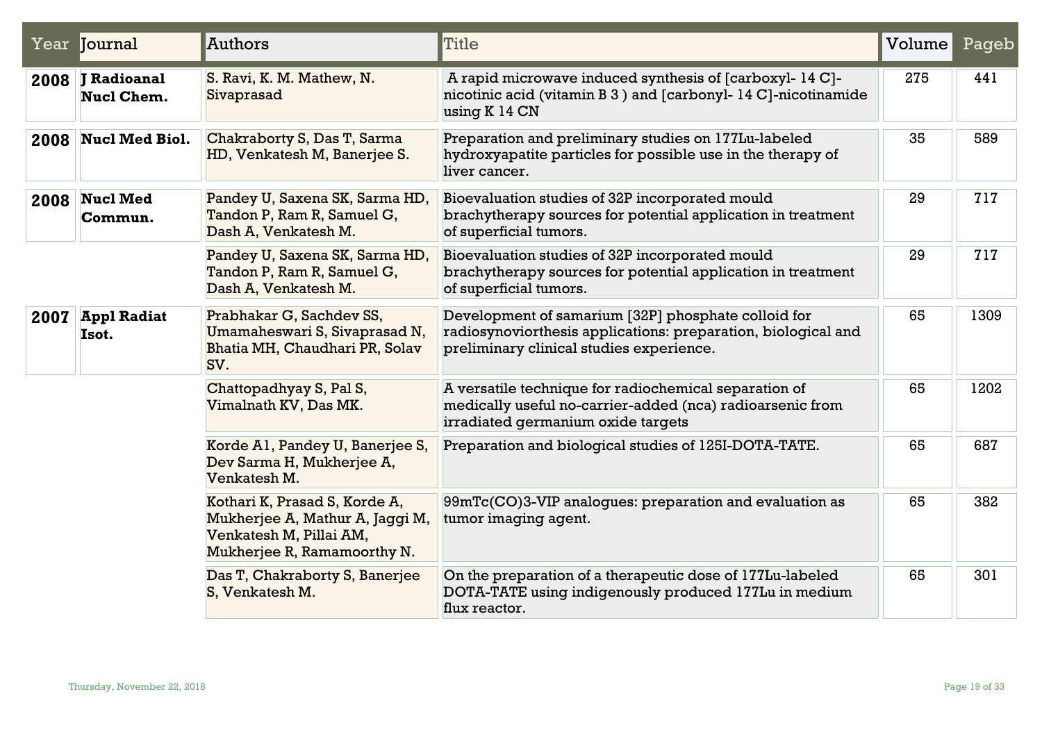| Year | Journal | Authors | Title | Volume | Pageb |
|---|---|---|---|---|---|
| **2008** | **J Radioanal Nucl Chem.** | S. Ravi, K. M. Mathew, N. Sivaprasad | A rapid microwave induced synthesis of [carboxyl- 14 C]-nicotinic acid (vitamin B 3 ) and [carbonyl- 14 C]-nicotinamide using K 14 CN | 275 | 441 |
| **2008** | **Nucl Med Biol.** | Chakraborty S, Das T, Sarma HD, Venkatesh M, Banerjee S. | Preparation and preliminary studies on 177Lu-labeled hydroxyapatite particles for possible use in the therapy of liver cancer. | 35 | 589 |
| **2008** | **Nucl Med Commun.** | Pandey U, Saxena SK, Sarma HD, Tandon P, Ram R, Samuel G, Dash A, Venkatesh M. | Bioevaluation studies of 32P incorporated mould brachytherapy sources for potential application in treatment of superficial tumors. | 29 | 717 |
| | | Pandey U, Saxena SK, Sarma HD, Tandon P, Ram R, Samuel G, Dash A, Venkatesh M. | Bioevaluation studies of 32P incorporated mould brachytherapy sources for potential application in treatment of superficial tumors. | 29 | 717 |
| **2007** | **Appl Radiat Isot.** | Prabhakar G, Sachdev SS, Umamaheswari S, Sivaprasad N, Bhatia MH, Chaudhari PR, Solav SV. | Development of samarium [32P] phosphate colloid for radiosynoviorthesis applications: preparation, biological and preliminary clinical studies experience. | 65 | 1309 |
| | | Chattopadhyay S, Pal S, Vimalnath KV, Das MK. | A versatile technique for radiochemical separation of medically useful no-carrier-added (nca) radioarsenic from irradiated germanium oxide targets | 65 | 1202 |
| | | Korde A1, Pandey U, Banerjee S, Dev Sarma H, Mukherjee A, Venkatesh M. | Preparation and biological studies of 125I-DOTA-TATE. | 65 | 687 |
| | | Kothari K, Prasad S, Korde A, Mukherjee A, Mathur A, Jaggi M, Venkatesh M, Pillai AM, Mukherjee R, Ramamoorthy N. | 99mTc(CO)3-VIP analogues: preparation and evaluation as tumor imaging agent. | 65 | 382 |
| | | Das T, Chakraborty S, Banerjee S, Venkatesh M. | On the preparation of a therapeutic dose of 177Lu-labeled DOTA-TATE using indigenously produced 177Lu in medium flux reactor. | 65 | 301 |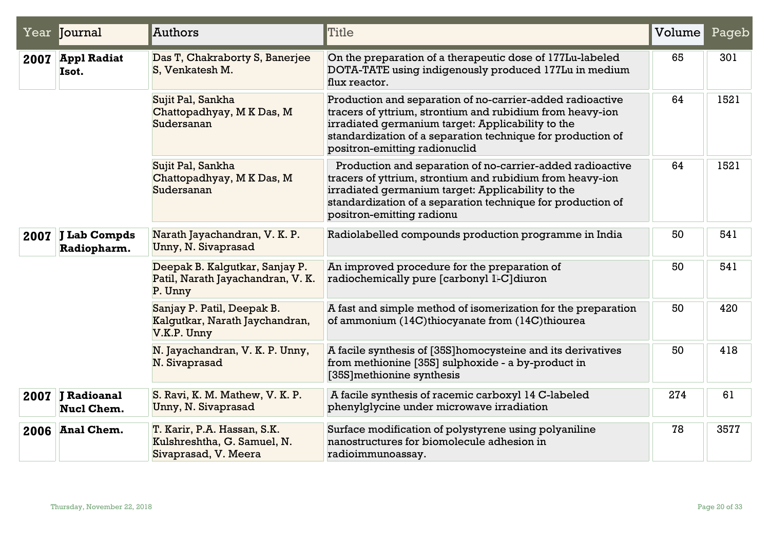| Year | Journal | Authors | Title | Volume | Pageb |
|---|---|---|---|---|---|
| **2007** | **Appl Radiat Isot.** | Das T, Chakraborty S, Banerjee S, Venkatesh M. | On the preparation of a therapeutic dose of 177Lu-labeled DOTA-TATE using indigenously produced 177Lu in medium flux reactor. | 65 | 301 |
| | | Sujit Pal, Sankha Chattopadhyay, M K Das, M Sudersanan | Production and separation of no-carrier-added radioactive tracers of yttrium, strontium and rubidium from heavy-ion irradiated germanium target: Applicability to the standardization of a separation technique for production of positron-emitting radionuclid | 64 | 1521 |
| | | Sujit Pal, Sankha Chattopadhyay, M K Das, M Sudersanan | Production and separation of no-carrier-added radioactive tracers of yttrium, strontium and rubidium from heavy-ion irradiated germanium target: Applicability to the standardization of a separation technique for production of positron-emitting radionu | 64 | 1521 |
| **2007** | **J Lab Compds Radiopharm.** | Narath Jayachandran, V. K. P. Unny, N. Sivaprasad | Radiolabelled compounds production programme in India | 50 | 541 |
| | | Deepak B. Kalgutkar, Sanjay P. Patil, Narath Jayachandran, V. K. P. Unny | An improved procedure for the preparation of radiochemically pure [carbonyl 1-C]diuron | 50 | 541 |
| | | Sanjay P. Patil, Deepak B. Kalgutkar, Narath Jaychandran, V.K.P. Unny | A fast and simple method of isomerization for the preparation of ammonium (14C)thiocyanate from (14C)thiourea | 50 | 420 |
| | | N. Jayachandran, V. K. P. Unny, N. Sivaprasad | A facile synthesis of [35S]homocysteine and its derivatives from methionine [35S] sulphoxide - a by-product in [35S]methionine synthesis | 50 | 418 |
| **2007** | **J Radioanal Nucl Chem.** | S. Ravi, K. M. Mathew, V. K. P. Unny, N. Sivaprasad | A facile synthesis of racemic carboxyl 14 C-labeled phenylglycine under microwave irradiation | 274 | 61 |
| **2006** | **Anal Chem.** | T. Karir, P.A. Hassan, S.K. Kulshreshtha, G. Samuel, N. Sivaprasad, V. Meera | Surface modification of polystyrene using polyaniline nanostructures for biomolecule adhesion in radioimmunoassay. | 78 | 3577 |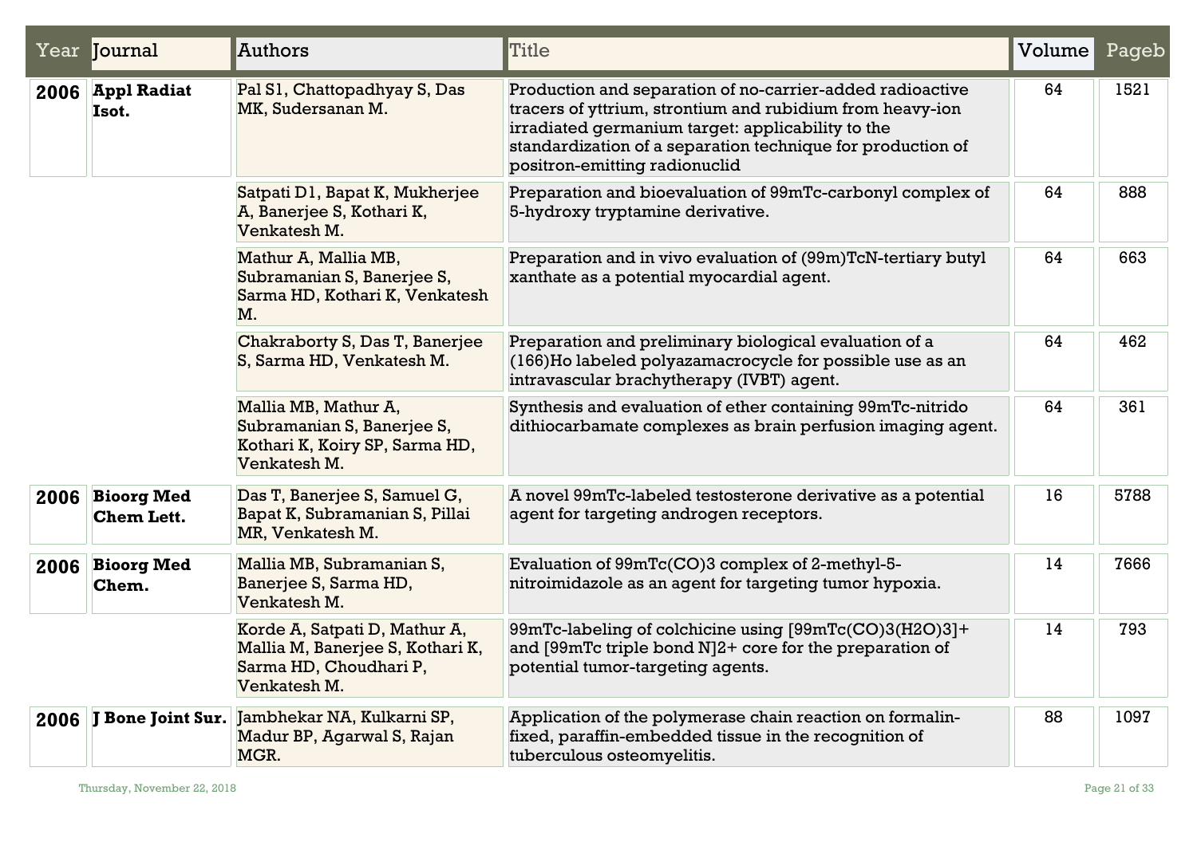| Year | Journal | Authors | Title | Volume | Pageb |
|---|---|---|---|---|---|
| **2006** | **Appl Radiat Isot.** | Pal S1, Chattopadhyay S, Das MK, Sudersanan M. | Production and separation of no-carrier-added radioactive tracers of yttrium, strontium and rubidium from heavy-ion irradiated germanium target: applicability to the standardization of a separation technique for production of positron-emitting radionuclid | 64 | 1521 |
| | | Satpati D1, Bapat K, Mukherjee A, Banerjee S, Kothari K, Venkatesh M. | Preparation and bioevaluation of 99mTc-carbonyl complex of 5-hydroxy tryptamine derivative. | 64 | 888 |
| | | Mathur A, Mallia MB, Subramanian S, Banerjee S, Sarma HD, Kothari K, Venkatesh M. | Preparation and in vivo evaluation of (99m)TcN-tertiary butyl xanthate as a potential myocardial agent. | 64 | 663 |
| | | Chakraborty S, Das T, Banerjee S, Sarma HD, Venkatesh M. | Preparation and preliminary biological evaluation of a (166)Ho labeled polyazamacrocycle for possible use as an intravascular brachytherapy (IVBT) agent. | 64 | 462 |
| | | Mallia MB, Mathur A, Subramanian S, Banerjee S, Kothari K, Koiry SP, Sarma HD, Venkatesh M. | Synthesis and evaluation of ether containing 99mTc-nitrido dithiocarbamate complexes as brain perfusion imaging agent. | 64 | 361 |
| **2006** | **Bioorg Med Chem Lett.** | Das T, Banerjee S, Samuel G, Bapat K, Subramanian S, Pillai MR, Venkatesh M. | A novel 99mTc-labeled testosterone derivative as a potential agent for targeting androgen receptors. | 16 | 5788 |
| **2006** | **Bioorg Med Chem.** | Mallia MB, Subramanian S, Banerjee S, Sarma HD, Venkatesh M. | Evaluation of 99mTc(CO)3 complex of 2-methyl-5-nitroimidazole as an agent for targeting tumor hypoxia. | 14 | 7666 |
| | | Korde A, Satpati D, Mathur A, Mallia M, Banerjee S, Kothari K, Sarma HD, Choudhari P, Venkatesh M. | 99mTc-labeling of colchicine using [99mTc(CO)3(H2O)3]+ and [99mTc triple bond N]2+ core for the preparation of potential tumor-targeting agents. | 14 | 793 |
| **2006** | **J Bone Joint Sur.** | Jambhekar NA, Kulkarni SP, Madur BP, Agarwal S, Rajan MGR. | Application of the polymerase chain reaction on formalin-fixed, paraffin-embedded tissue in the recognition of tuberculous osteomyelitis. | 88 | 1097 |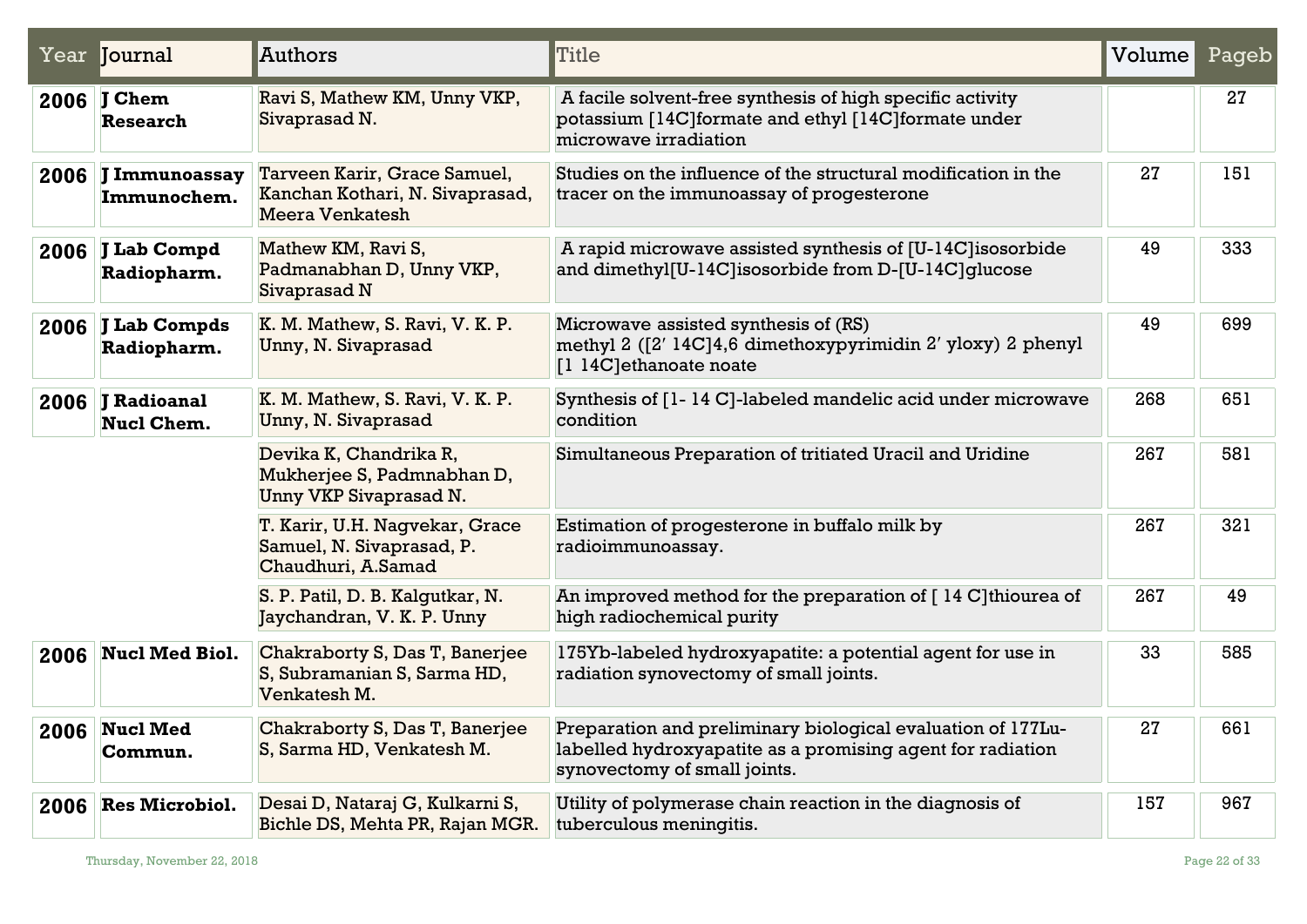| Year | Journal | Authors | Title | Volume | Pageb |
|---|---|---|---|---|---|
| **2006** | **J Chem Research** | Ravi S, Mathew KM, Unny VKP, Sivaprasad N. | A facile solvent-free synthesis of high specific activity potassium [14C]formate and ethyl [14C]formate under microwave irradiation | | 27 |
| **2006** | **J Immunoassay Immunochem.** | Tarveen Karir, Grace Samuel, Kanchan Kothari, N. Sivaprasad, Meera Venkatesh | Studies on the influence of the structural modification in the tracer on the immunoassay of progesterone | 27 | 151 |
| **2006** | **J Lab Compd Radiopharm.** | Mathew KM, Ravi S, Padmanabhan D, Unny VKP, Sivaprasad N | A rapid microwave assisted synthesis of [U-14C]isosorbide and dimethyl[U-14C]isosorbide from D-[U-14C]glucose | 49 | 333 |
| **2006** | **J Lab Compds Radiopharm.** | K. M. Mathew, S. Ravi, V. K. P. Unny, N. Sivaprasad | Microwave assisted synthesis of (RS) methyl 2 ([2′ 14C]4,6 dimethoxypyrimidin 2′ yloxy) 2 phenyl [1 14C]ethanoate noate | 49 | 699 |
| **2006** | **J Radioanal Nucl Chem.** | K. M. Mathew, S. Ravi, V. K. P. Unny, N. Sivaprasad | Synthesis of [1- 14 C]-labeled mandelic acid under microwave condition | 268 | 651 |
| | | Devika K, Chandrika R, Mukherjee S, Padmnabhan D, Unny VKP Sivaprasad N. | Simultaneous Preparation of tritiated Uracil and Uridine | 267 | 581 |
| | | T. Karir, U.H. Nagvekar, Grace Samuel, N. Sivaprasad, P. Chaudhuri, A.Samad | Estimation of progesterone in buffalo milk by radioimmunoassay. | 267 | 321 |
| | | S. P. Patil, D. B. Kalgutkar, N. Jaychandran, V. K. P. Unny | An improved method for the preparation of [ 14 C]thiourea of high radiochemical purity | 267 | 49 |
| **2006** | **Nucl Med Biol.** | Chakraborty S, Das T, Banerjee S, Subramanian S, Sarma HD, Venkatesh M. | 175Yb-labeled hydroxyapatite: a potential agent for use in radiation synovectomy of small joints. | 33 | 585 |
| **2006** | **Nucl Med Commun.** | Chakraborty S, Das T, Banerjee S, Sarma HD, Venkatesh M. | Preparation and preliminary biological evaluation of 177Lu-labelled hydroxyapatite as a promising agent for radiation synovectomy of small joints. | 27 | 661 |
| **2006** | **Res Microbiol.** | Desai D, Nataraj G, Kulkarni S, Bichle DS, Mehta PR, Rajan MGR. | Utility of polymerase chain reaction in the diagnosis of tuberculous meningitis. | 157 | 967 |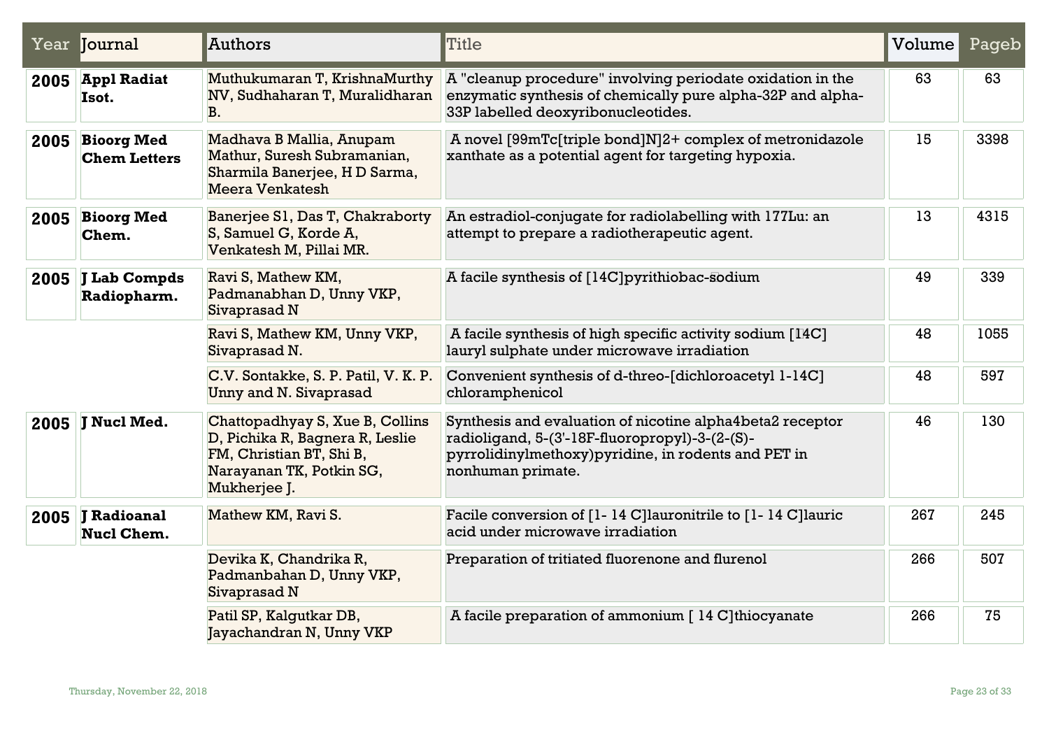| Year | Journal | Authors | Title | Volume | Pageb |
|---|---|---|---|---|---|
| **2005** | **Appl Radiat Isot.** | Muthukumaran T, KrishnaMurthy NV, Sudhaharan T, Muralidharan B. | A "cleanup procedure" involving periodate oxidation in the enzymatic synthesis of chemically pure alpha-32P and alpha-33P labelled deoxyribonucleotides. | 63 | 63 |
| **2005** | **Bioorg Med Chem Letters** | Madhava B Mallia, Anupam Mathur, Suresh Subramanian, Sharmila Banerjee, H D Sarma, Meera Venkatesh | A novel [99mTc[triple bond]N]2+ complex of metronidazole xanthate as a potential agent for targeting hypoxia. | 15 | 3398 |
| **2005** | **Bioorg Med Chem.** | Banerjee S1, Das T, Chakraborty S, Samuel G, Korde A, Venkatesh M, Pillai MR. | An estradiol-conjugate for radiolabelling with 177Lu: an attempt to prepare a radiotherapeutic agent. | 13 | 4315 |
| **2005** | **J Lab Compds Radiopharm.** | Ravi S, Mathew KM, Padmanabhan D, Unny VKP, Sivaprasad N | A facile synthesis of [14C]pyrithiobac-sodium | 49 | 339 |
| | | Ravi S, Mathew KM, Unny VKP, Sivaprasad N. | A facile synthesis of high specific activity sodium [14C] lauryl sulphate under microwave irradiation | 48 | 1055 |
| | | C.V. Sontakke, S. P. Patil, V. K. P. Unny and N. Sivaprasad | Convenient synthesis of d-threo-[dichloroacetyl 1-14C] chloramphenicol | 48 | 597 |
| **2005** | **J Nucl Med.** | Chattopadhyay S, Xue B, Collins D, Pichika R, Bagnera R, Leslie FM, Christian BT, Shi B, Narayanan TK, Potkin SG, Mukherjee J. | Synthesis and evaluation of nicotine alpha4beta2 receptor radioligand, 5-(3'-18F-fluoropropyl)-3-(2-(S)-pyrrolidinylmethoxy)pyridine, in rodents and PET in nonhuman primate. | 46 | 130 |
| **2005** | **J Radioanal Nucl Chem.** | Mathew KM, Ravi S. | Facile conversion of [1- 14 C]lauronitrile to [1- 14 C]lauric acid under microwave irradiation | 267 | 245 |
| | | Devika K, Chandrika R, Padmanbahan D, Unny VKP, Sivaprasad N | Preparation of tritiated fluorenone and flurenol | 266 | 507 |
| | | Patil SP, Kalgutkar DB, Jayachandran N, Unny VKP | A facile preparation of ammonium [ 14 C]thiocyanate | 266 | 75 |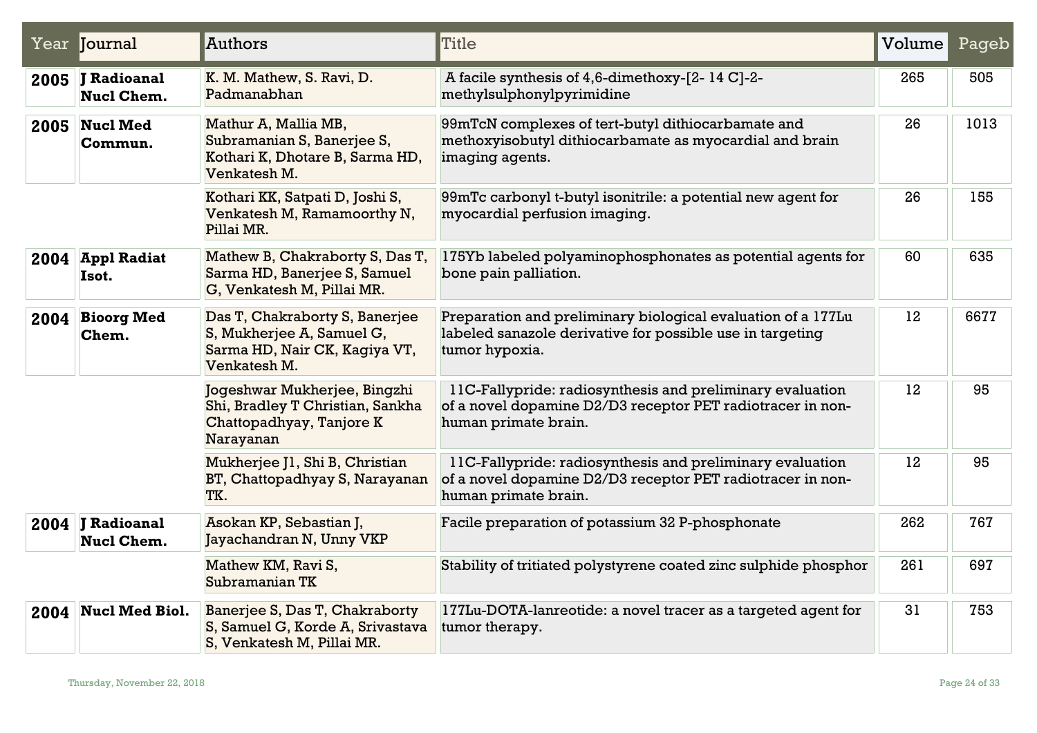| Year | Journal | Authors | Title | Volume | Pageb |
|---|---|---|---|---|---|
| **2005** | **J Radioanal Nucl Chem.** | K. M. Mathew, S. Ravi, D. Padmanabhan | A facile synthesis of 4,6-dimethoxy-[2- 14 C]-2-methylsulphonylpyrimidine | 265 | 505 |
| **2005** | **Nucl Med Commun.** | Mathur A, Mallia MB, Subramanian S, Banerjee S, Kothari K, Dhotare B, Sarma HD, Venkatesh M. | 99mTcN complexes of tert-butyl dithiocarbamate and methoxyisobutyl dithiocarbamate as myocardial and brain imaging agents. | 26 | 1013 |
| | | Kothari KK, Satpati D, Joshi S, Venkatesh M, Ramamoorthy N, Pillai MR. | 99mTc carbonyl t-butyl isonitrile: a potential new agent for myocardial perfusion imaging. | 26 | 155 |
| **2004** | **Appl Radiat Isot.** | Mathew B, Chakraborty S, Das T, Sarma HD, Banerjee S, Samuel G, Venkatesh M, Pillai MR. | 175Yb labeled polyaminophosphonates as potential agents for bone pain palliation. | 60 | 635 |
| **2004** | **Bioorg Med Chem.** | Das T, Chakraborty S, Banerjee S, Mukherjee A, Samuel G, Sarma HD, Nair CK, Kagiya VT, Venkatesh M. | Preparation and preliminary biological evaluation of a 177Lu labeled sanazole derivative for possible use in targeting tumor hypoxia. | 12 | 6677 |
| | | Jogeshwar Mukherjee, Bingzhi Shi, Bradley T Christian, Sankha Chattopadhyay, Tanjore K Narayanan | 11C-Fallypride: radiosynthesis and preliminary evaluation of a novel dopamine D2/D3 receptor PET radiotracer in non-human primate brain. | 12 | 95 |
| | | Mukherjee J1, Shi B, Christian BT, Chattopadhyay S, Narayanan TK. | 11C-Fallypride: radiosynthesis and preliminary evaluation of a novel dopamine D2/D3 receptor PET radiotracer in non-human primate brain. | 12 | 95 |
| **2004** | **J Radioanal Nucl Chem.** | Asokan KP, Sebastian J, Jayachandran N, Unny VKP | Facile preparation of potassium 32 P-phosphonate | 262 | 767 |
| | | Mathew KM, Ravi S, Subramanian TK | Stability of tritiated polystyrene coated zinc sulphide phosphor | 261 | 697 |
| **2004** | **Nucl Med Biol.** | Banerjee S, Das T, Chakraborty S, Samuel G, Korde A, Srivastava S, Venkatesh M, Pillai MR. | 177Lu-DOTA-lanreotide: a novel tracer as a targeted agent for tumor therapy. | 31 | 753 |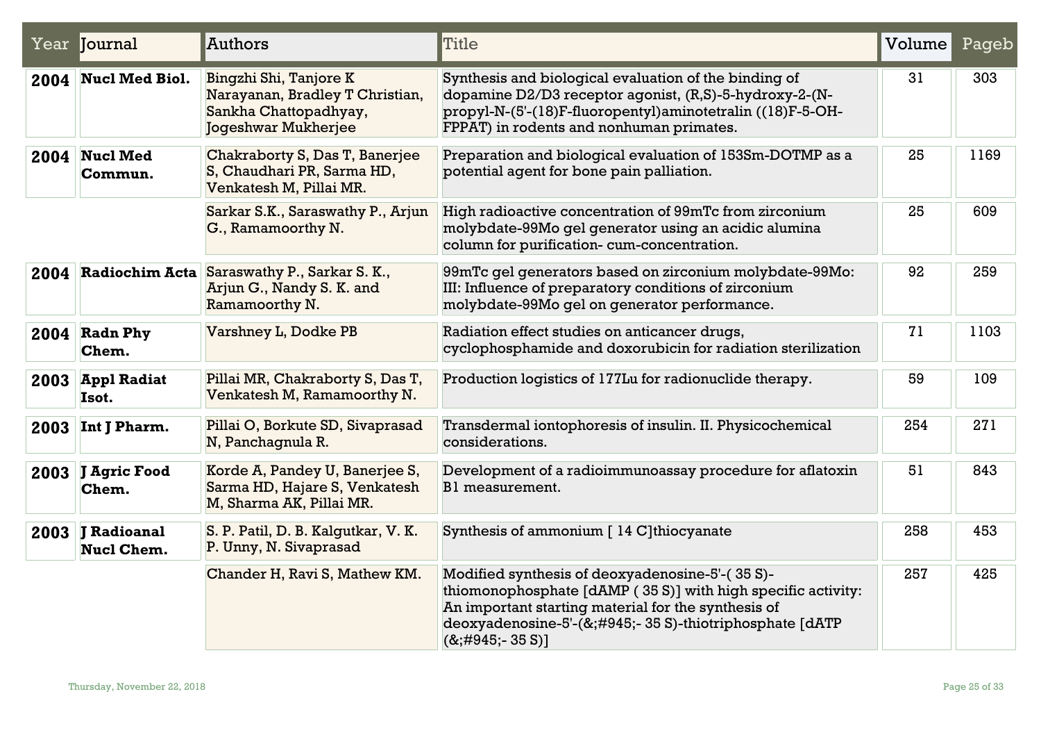| Year | Journal | Authors | Title | Volume | Pageb |
|---|---|---|---|---|---|
| **2004** | **Nucl Med Biol.** | Bingzhi Shi, Tanjore K Narayanan, Bradley T Christian, Sankha Chattopadhyay, Jogeshwar Mukherjee | Synthesis and biological evaluation of the binding of dopamine D2/D3 receptor agonist, (R,S)-5-hydroxy-2-(N-propyl-N-(5'-(18)F-fluoropentyl)aminotetralin ((18)F-5-OH-FPPAT) in rodents and nonhuman primates. | 31 | 303 |
| **2004** | **Nucl Med Commun.** | Chakraborty S, Das T, Banerjee S, Chaudhari PR, Sarma HD, Venkatesh M, Pillai MR. | Preparation and biological evaluation of 153Sm-DOTMP as a potential agent for bone pain palliation. | 25 | 1169 |
| | | Sarkar S.K., Saraswathy P., Arjun G., Ramamoorthy N. | High radioactive concentration of 99mTc from zirconium molybdate-99Mo gel generator using an acidic alumina column for purification- cum-concentration. | 25 | 609 |
| **2004** | **Radiochim Acta** | Saraswathy P., Sarkar S. K., Arjun G., Nandy S. K. and Ramamoorthy N. | 99mTc gel generators based on zirconium molybdate-99Mo: III: Influence of preparatory conditions of zirconium molybdate-99Mo gel on generator performance. | 92 | 259 |
| **2004** | **Radn Phy Chem.** | Varshney L, Dodke PB | Radiation effect studies on anticancer drugs, cyclophosphamide and doxorubicin for radiation sterilization | 71 | 1103 |
| **2003** | **Appl Radiat Isot.** | Pillai MR, Chakraborty S, Das T, Venkatesh M, Ramamoorthy N. | Production logistics of 177Lu for radionuclide therapy. | 59 | 109 |
| **2003** | **Int J Pharm.** | Pillai O, Borkute SD, Sivaprasad N, Panchagnula R. | Transdermal iontophoresis of insulin. II. Physicochemical considerations. | 254 | 271 |
| **2003** | **J Agric Food Chem.** | Korde A, Pandey U, Banerjee S, Sarma HD, Hajare S, Venkatesh M, Sharma AK, Pillai MR. | Development of a radioimmunoassay procedure for aflatoxin B1 measurement. | 51 | 843 |
| **2003** | **J Radioanal Nucl Chem.** | S. P. Patil, D. B. Kalgutkar, V. K. P. Unny, N. Sivaprasad | Synthesis of ammonium [ 14 C]thiocyanate | 258 | 453 |
| | | Chander H, Ravi S, Mathew KM. | Modified synthesis of deoxyadenosine-5'-( 35 S)-thiomonophosphate [dAMP ( 35 S)] with high specific activity: An important starting material for the synthesis of deoxyadenosine-5'-(&;#945;- 35 S)-thiotriphosphate [dATP (&;#945;- 35 S)] | 257 | 425 |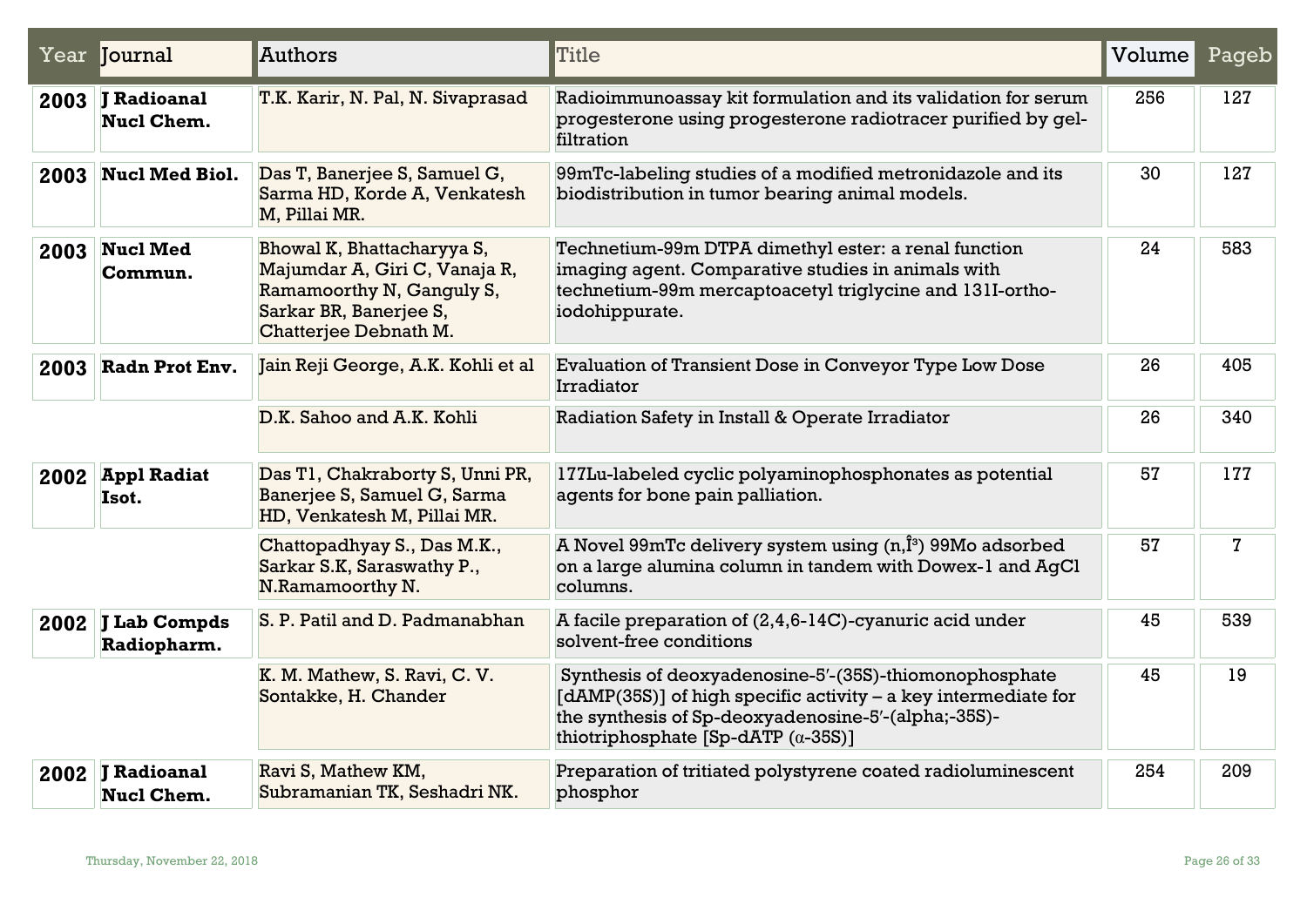| Year | Journal | Authors | Title | Volume | Pageb |
|---|---|---|---|---|---|
| **2003** | **J Radioanal Nucl Chem.** | T.K. Karir, N. Pal, N. Sivaprasad | Radioimmunoassay kit formulation and its validation for serum progesterone using progesterone radiotracer purified by gel-filtration | 256 | 127 |
| **2003** | **Nucl Med Biol.** | Das T, Banerjee S, Samuel G, Sarma HD, Korde A, Venkatesh M, Pillai MR. | 99mTc-labeling studies of a modified metronidazole and its biodistribution in tumor bearing animal models. | 30 | 127 |
| **2003** | **Nucl Med Commun.** | Bhowal K, Bhattacharyya S, Majumdar A, Giri C, Vanaja R, Ramamoorthy N, Ganguly S, Sarkar BR, Banerjee S, Chatterjee Debnath M. | Technetium-99m DTPA dimethyl ester: a renal function imaging agent. Comparative studies in animals with technetium-99m mercaptoacetyl triglycine and 131I-ortho-iodohippurate. | 24 | 583 |
| **2003** | **Radn Prot Env.** | Jain Reji George, A.K. Kohli et al | Evaluation of Transient Dose in Conveyor Type Low Dose Irradiator | 26 | 405 |
| | | D.K. Sahoo and A.K. Kohli | Radiation Safety in Install & Operate Irradiator | 26 | 340 |
| **2002** | **Appl Radiat Isot.** | Das T1, Chakraborty S, Unni PR, Banerjee S, Samuel G, Sarma HD, Venkatesh M, Pillai MR. | 177Lu-labeled cyclic polyaminophosphonates as potential agents for bone pain palliation. | 57 | 177 |
| | | Chattopadhyay S., Das M.K., Sarkar S.K, Saraswathy P., N.Ramamoorthy N. | A Novel 99mTc delivery system using (n,Î³) 99Mo adsorbed on a large alumina column in tandem with Dowex-1 and AgCl columns. | 57 | 7 |
| **2002** | **J Lab Compds Radiopharm.** | S. P. Patil and D. Padmanabhan | A facile preparation of (2,4,6-14C)-cyanuric acid under solvent-free conditions | 45 | 539 |
| | | K. M. Mathew, S. Ravi, C. V. Sontakke, H. Chander | Synthesis of deoxyadenosine-5′-(35S)-thiomonophosphate [dAMP(35S)] of high specific activity – a key intermediate for the synthesis of Sp-deoxyadenosine-5′-(alpha;-35S)-thiotriphosphate [Sp-dATP (α-35S)] | 45 | 19 |
| **2002** | **J Radioanal Nucl Chem.** | Ravi S, Mathew KM, Subramanian TK, Seshadri NK. | Preparation of tritiated polystyrene coated radioluminescent phosphor | 254 | 209 |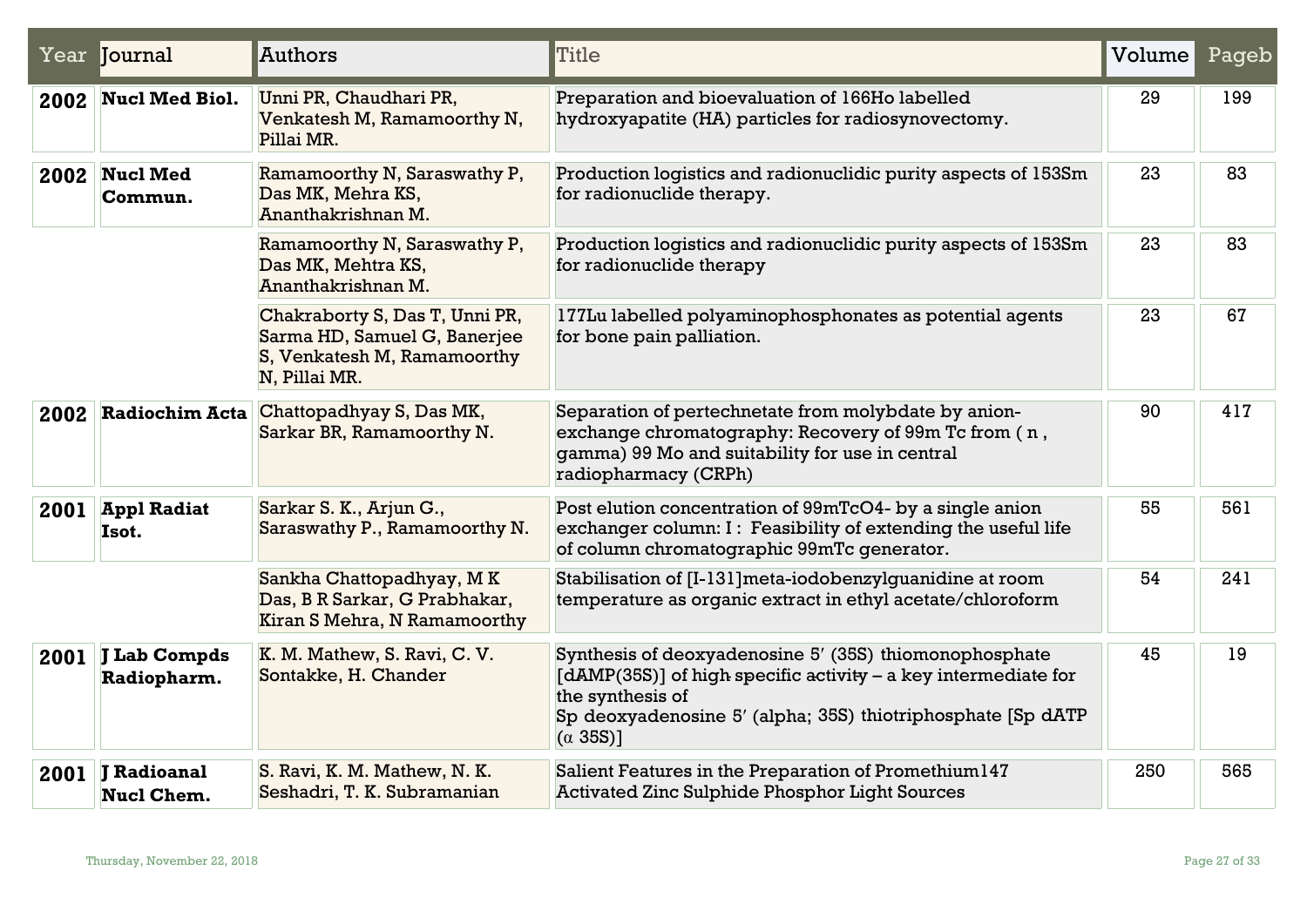| Year | Journal | Authors | Title | Volume | Pageb |
|---|---|---|---|---|---|
| **2002** | **Nucl Med Biol.** | Unni PR, Chaudhari PR, Venkatesh M, Ramamoorthy N, Pillai MR. | Preparation and bioevaluation of 166Ho labelled hydroxyapatite (HA) particles for radiosynovectomy. | 29 | 199 |
| **2002** | **Nucl Med Commun.** | Ramamoorthy N, Saraswathy P, Das MK, Mehra KS, Ananthakrishnan M. | Production logistics and radionuclidic purity aspects of 153Sm for radionuclide therapy. | 23 | 83 |
| | | Ramamoorthy N, Saraswathy P, Das MK, Mehtra KS, Ananthakrishnan M. | Production logistics and radionuclidic purity aspects of 153Sm for radionuclide therapy | 23 | 83 |
| | | Chakraborty S, Das T, Unni PR, Sarma HD, Samuel G, Banerjee S, Venkatesh M, Ramamoorthy N, Pillai MR. | 177Lu labelled polyaminophosphonates as potential agents for bone pain palliation. | 23 | 67 |
| **2002** | **Radiochim Acta** | Chattopadhyay S, Das MK, Sarkar BR, Ramamoorthy N. | Separation of pertechnetate from molybdate by anion-exchange chromatography: Recovery of 99m Tc from ( n , gamma) 99 Mo and suitability for use in central radiopharmacy (CRPh) | 90 | 417 |
| **2001** | **Appl Radiat Isot.** | Sarkar S. K., Arjun G., Saraswathy P., Ramamoorthy N. | Post elution concentration of 99mTcO4- by a single anion exchanger column: I : Feasibility of extending the useful life of column chromatographic 99mTc generator. | 55 | 561 |
| | | Sankha Chattopadhyay, M K Das, B R Sarkar, G Prabhakar, Kiran S Mehra, N Ramamoorthy | Stabilisation of [I-131]meta-iodobenzylguanidine at room temperature as organic extract in ethyl acetate/chloroform | 54 | 241 |
| **2001** | **J Lab Compds Radiopharm.** | K. M. Mathew, S. Ravi, C. V. Sontakke, H. Chander | Synthesis of deoxyadenosine 5′ (35S) thiomonophosphate [dAMP(35S)] of high specific activity – a key intermediate for the synthesis of Sp deoxyadenosine 5′ (alpha; 35S) thiotriphosphate [Sp dATP (α 35S)] | 45 | 19 |
| **2001** | **J Radioanal Nucl Chem.** | S. Ravi, K. M. Mathew, N. K. Seshadri, T. K. Subramanian | Salient Features in the Preparation of Promethium147 Activated Zinc Sulphide Phosphor Light Sources | 250 | 565 |

Thursday, November 22, 2018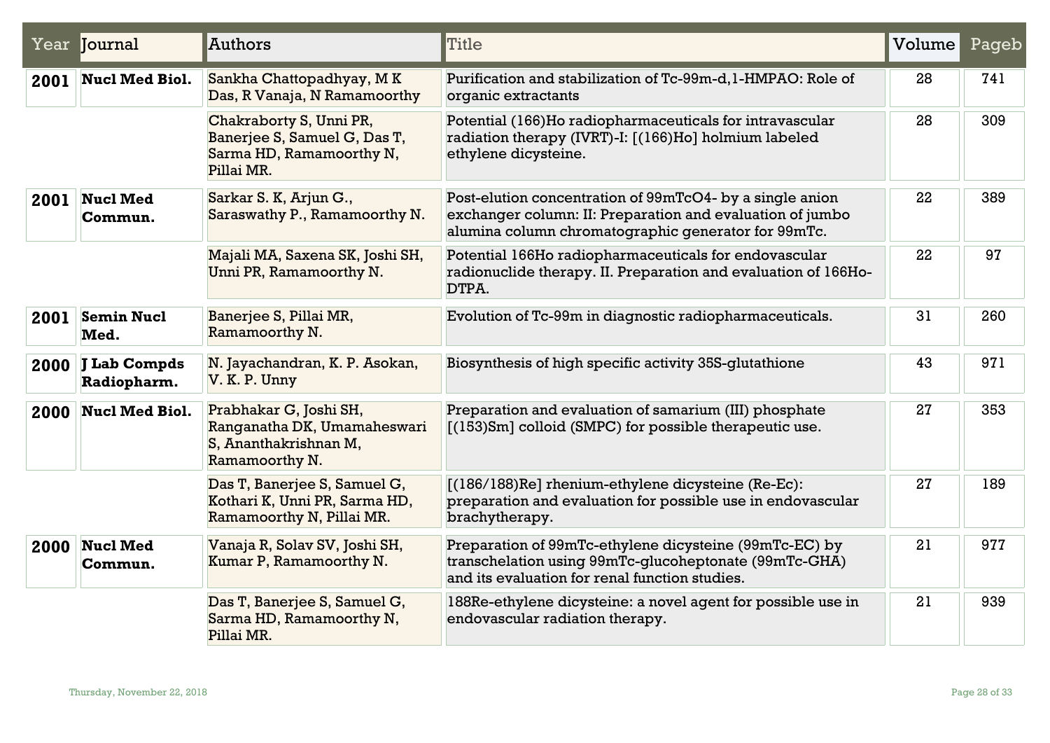| Year | Journal | Authors | Title | Volume | Pageb |
|---|---|---|---|---|---|
| **2001** | **Nucl Med Biol.** | Sankha Chattopadhyay, M K Das, R Vanaja, N Ramamoorthy | Purification and stabilization of Tc-99m-d,1-HMPAO: Role of organic extractants | 28 | 741 |
| | | Chakraborty S, Unni PR, Banerjee S, Samuel G, Das T, Sarma HD, Ramamoorthy N, Pillai MR. | Potential (166)Ho radiopharmaceuticals for intravascular radiation therapy (IVRT)-I: [(166)Ho] holmium labeled ethylene dicysteine. | 28 | 309 |
| **2001** | **Nucl Med Commun.** | Sarkar S. K, Arjun G., Saraswathy P., Ramamoorthy N. | Post-elution concentration of 99mTcO4- by a single anion exchanger column: II: Preparation and evaluation of jumbo alumina column chromatographic generator for 99mTc. | 22 | 389 |
| | | Majali MA, Saxena SK, Joshi SH, Unni PR, Ramamoorthy N. | Potential 166Ho radiopharmaceuticals for endovascular radionuclide therapy. II. Preparation and evaluation of 166Ho-DTPA. | 22 | 97 |
| **2001** | **Semin Nucl Med.** | Banerjee S, Pillai MR, Ramamoorthy N. | Evolution of Tc-99m in diagnostic radiopharmaceuticals. | 31 | 260 |
| **2000** | **J Lab Compds Radiopharm.** | N. Jayachandran, K. P. Asokan, V. K. P. Unny | Biosynthesis of high specific activity 35S-glutathione | 43 | 971 |
| **2000** | **Nucl Med Biol.** | Prabhakar G, Joshi SH, Ranganatha DK, Umamaheswari S, Ananthakrishnan M, Ramamoorthy N. | Preparation and evaluation of samarium (III) phosphate [(153)Sm] colloid (SMPC) for possible therapeutic use. | 27 | 353 |
| | | Das T, Banerjee S, Samuel G, Kothari K, Unni PR, Sarma HD, Ramamoorthy N, Pillai MR. | [(186/188)Re] rhenium-ethylene dicysteine (Re-Ec): preparation and evaluation for possible use in endovascular brachytherapy. | 27 | 189 |
| **2000** | **Nucl Med Commun.** | Vanaja R, Solav SV, Joshi SH, Kumar P, Ramamoorthy N. | Preparation of 99mTc-ethylene dicysteine (99mTc-EC) by transchelation using 99mTc-glucoheptonate (99mTc-GHA) and its evaluation for renal function studies. | 21 | 977 |
| | | Das T, Banerjee S, Samuel G, Sarma HD, Ramamoorthy N, Pillai MR. | 188Re-ethylene dicysteine: a novel agent for possible use in endovascular radiation therapy. | 21 | 939 |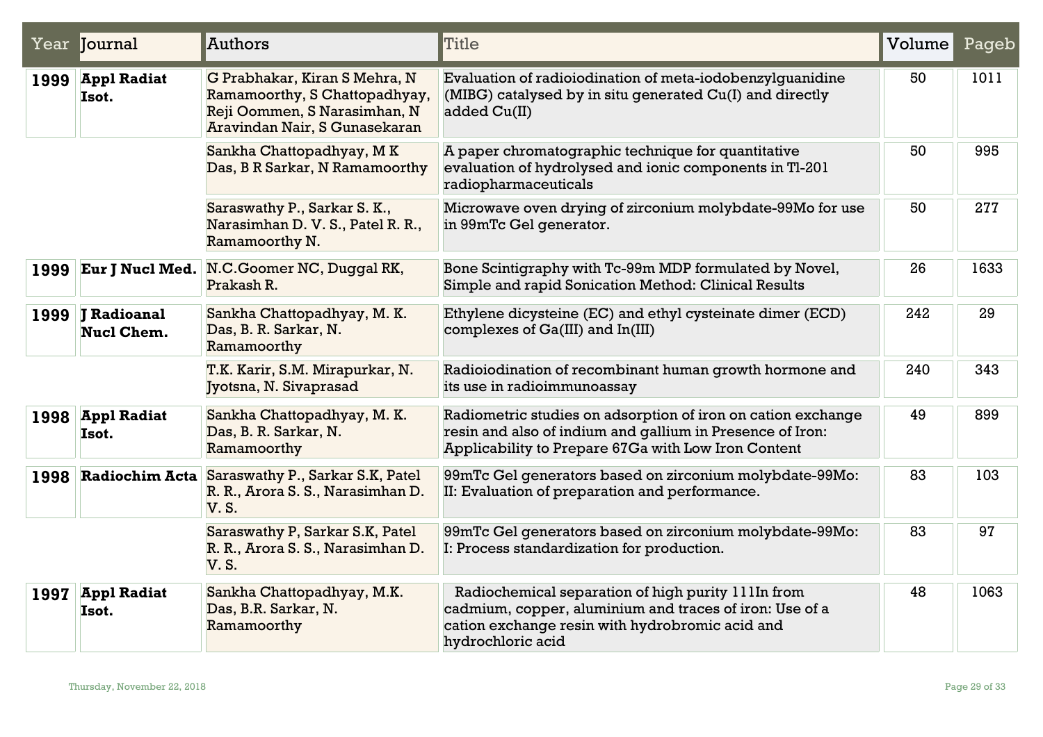| Year | Journal | Authors | Title | Volume | Pageb |
|---|---|---|---|---|---|
| **1999** | **Appl Radiat Isot.** | G Prabhakar, Kiran S Mehra, N Ramamoorthy, S Chattopadhyay, Reji Oommen, S Narasimhan, N Aravindan Nair, S Gunasekaran | Evaluation of radioiodination of meta-iodobenzylguanidine (MIBG) catalysed by in situ generated Cu(I) and directly added Cu(II) | 50 | 1011 |
| | | Sankha Chattopadhyay, M K Das, B R Sarkar, N Ramamoorthy | A paper chromatographic technique for quantitative evaluation of hydrolysed and ionic components in Tl-201 radiopharmaceuticals | 50 | 995 |
| | | Saraswathy P., Sarkar S. K., Narasimhan D. V. S., Patel R. R., Ramamoorthy N. | Microwave oven drying of zirconium molybdate-99Mo for use in 99mTc Gel generator. | 50 | 277 |
| **1999** | **Eur J Nucl Med.** | N.C.Goomer NC, Duggal RK, Prakash R. | Bone Scintigraphy with Tc-99m MDP formulated by Novel, Simple and rapid Sonication Method: Clinical Results | 26 | 1633 |
| **1999** | **J Radioanal Nucl Chem.** | Sankha Chattopadhyay, M. K. Das, B. R. Sarkar, N. Ramamoorthy | Ethylene dicysteine (EC) and ethyl cysteinate dimer (ECD) complexes of Ga(III) and In(III) | 242 | 29 |
| | | T.K. Karir, S.M. Mirapurkar, N. Jyotsna, N. Sivaprasad | Radioiodination of recombinant human growth hormone and its use in radioimmunoassay | 240 | 343 |
| **1998** | **Appl Radiat Isot.** | Sankha Chattopadhyay, M. K. Das, B. R. Sarkar, N. Ramamoorthy | Radiometric studies on adsorption of iron on cation exchange resin and also of indium and gallium in Presence of Iron: Applicability to Prepare 67Ga with Low Iron Content | 49 | 899 |
| **1998** | **Radiochim Acta** | Saraswathy P., Sarkar S.K, Patel R. R., Arora S. S., Narasimhan D. V. S. | 99mTc Gel generators based on zirconium molybdate-99Mo: II: Evaluation of preparation and performance. | 83 | 103 |
| | | Saraswathy P, Sarkar S.K, Patel R. R., Arora S. S., Narasimhan D. V. S. | 99mTc Gel generators based on zirconium molybdate-99Mo: I: Process standardization for production. | 83 | 97 |
| **1997** | **Appl Radiat Isot.** | Sankha Chattopadhyay, M.K. Das, B.R. Sarkar, N. Ramamoorthy | Radiochemical separation of high purity 111In from cadmium, copper, aluminium and traces of iron: Use of a cation exchange resin with hydrobromic acid and hydrochloric acid | 48 | 1063 |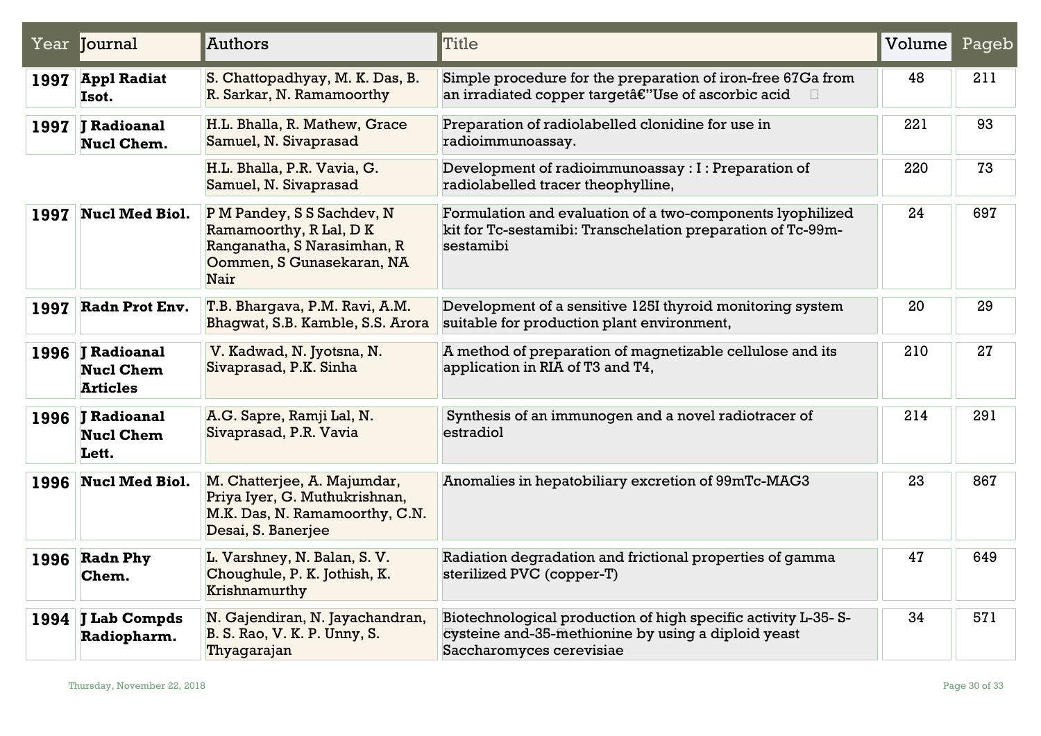| Year | Journal | Authors | Title | Volume | Pageb |
|---|---|---|---|---|---|
| **1997** | **Appl Radiat Isot.** | S. Chattopadhyay, M. K. Das, B. R. Sarkar, N. Ramamoorthy | Simple procedure for the preparation of iron-free 67Ga from an irradiated copper targetâ€"Use of ascorbic acid | 48 | 211 |
| **1997** | **J Radioanal Nucl Chem.** | H.L. Bhalla, R. Mathew, Grace Samuel, N. Sivaprasad | Preparation of radiolabelled clonidine for use in radioimmunoassay. | 221 | 93 |
| | | H.L. Bhalla, P.R. Vavia, G. Samuel, N. Sivaprasad | Development of radioimmunoassay : I : Preparation of radiolabelled tracer theophylline, | 220 | 73 |
| **1997** | **Nucl Med Biol.** | P M Pandey, S S Sachdev, N Ramamoorthy, R Lal, D K Ranganatha, S Narasimhan, R Oommen, S Gunasekaran, NA Nair | Formulation and evaluation of a two-components lyophilized kit for Tc-sestamibi: Transchelation preparation of Tc-99m-sestamibi | 24 | 697 |
| **1997** | **Radn Prot Env.** | T.B. Bhargava, P.M. Ravi, A.M. Bhagwat, S.B. Kamble, S.S. Arora | Development of a sensitive 125I thyroid monitoring system suitable for production plant environment, | 20 | 29 |
| **1996** | **J Radioanal Nucl Chem Articles** | V. Kadwad, N. Jyotsna, N. Sivaprasad, P.K. Sinha | A method of preparation of magnetizable cellulose and its application in RIA of T3 and T4, | 210 | 27 |
| **1996** | **J Radioanal Nucl Chem Lett.** | A.G. Sapre, Ramji Lal, N. Sivaprasad, P.R. Vavia | Synthesis of an immunogen and a novel radiotracer of estradiol | 214 | 291 |
| **1996** | **Nucl Med Biol.** | M. Chatterjee, A. Majumdar, Priya Iyer, G. Muthukrishnan, M.K. Das, N. Ramamoorthy, C.N. Desai, S. Banerjee | Anomalies in hepatobiliary excretion of 99mTc-MAG3 | 23 | 867 |
| **1996** | **Radn Phy Chem.** | L. Varshney, N. Balan, S. V. Choughule, P. K. Jothish, K. Krishnamurthy | Radiation degradation and frictional properties of gamma sterilized PVC (copper-T) | 47 | 649 |
| **1994** | **J Lab Compds Radiopharm.** | N. Gajendiran, N. Jayachandran, B. S. Rao, V. K. P. Unny, S. Thyagarajan | Biotechnological production of high specific activity L-35- S-cysteine and-35-methionine by using a diploid yeast Saccharomyces cerevisiae | 34 | 571 |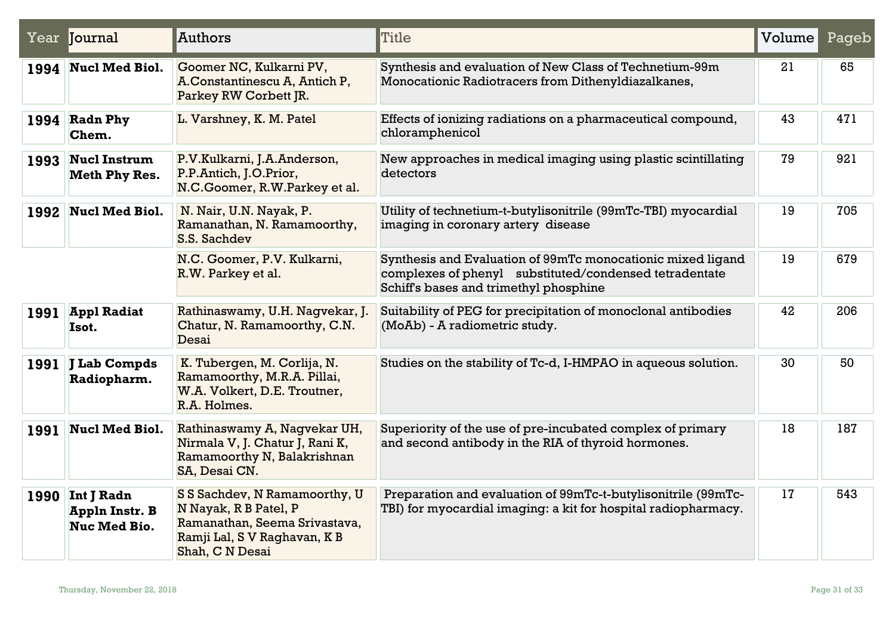| Year | Journal | Authors | Title | Volume | Pageb |
|---|---|---|---|---|---|
| **1994** | **Nucl Med Biol.** | Goomer NC, Kulkarni PV, A.Constantinescu A, Antich P, Parkey RW Corbett JR. | Synthesis and evaluation of New Class of Technetium-99m Monocationic Radiotracers from Dithenyldiazalkanes, | 21 | 65 |
| **1994** | **Radn Phy Chem.** | L. Varshney, K. M. Patel | Effects of ionizing radiations on a pharmaceutical compound, chloramphenicol | 43 | 471 |
| **1993** | **Nucl Instrum Meth Phy Res.** | P.V.Kulkarni, J.A.Anderson, P.P.Antich, J.O.Prior, N.C.Goomer, R.W.Parkey et al. | New approaches in medical imaging using plastic scintillating detectors | 79 | 921 |
| **1992** | **Nucl Med Biol.** | N. Nair, U.N. Nayak, P. Ramanathan, N. Ramamoorthy, S.S. Sachdev | Utility of technetium-t-butylisonitrile (99mTc-TBI) myocardial imaging in coronary artery disease | 19 | 705 |
| | | N.C. Goomer, P.V. Kulkarni, R.W. Parkey et al. | Synthesis and Evaluation of 99mTc monocationic mixed ligand complexes of phenyl substituted/condensed tetradentate Schiff's bases and trimethyl phosphine | 19 | 679 |
| **1991** | **Appl Radiat Isot.** | Rathinaswamy, U.H. Nagvekar, J. Chatur, N. Ramamoorthy, C.N. Desai | Suitability of PEG for precipitation of monoclonal antibodies (MoAb) - A radiometric study. | 42 | 206 |
| **1991** | **J Lab Compds Radiopharm.** | K. Tubergen, M. Corlija, N. Ramamoorthy, M.R.A. Pillai, W.A. Volkert, D.E. Troutner, R.A. Holmes. | Studies on the stability of Tc-d, I-HMPAO in aqueous solution. | 30 | 50 |
| **1991** | **Nucl Med Biol.** | Rathinaswamy A, Nagvekar UH, Nirmala V, J. Chatur J, Rani K, Ramamoorthy N, Balakrishnan SA, Desai CN. | Superiority of the use of pre-incubated complex of primary and second antibody in the RIA of thyroid hormones. | 18 | 187 |
| **1990** | **Int J Radn Appln Instr. B Nuc Med Bio.** | S S Sachdev, N Ramamoorthy, U N Nayak, R B Patel, P Ramanathan, Seema Srivastava, Ramji Lal, S V Raghavan, K B Shah, C N Desai | Preparation and evaluation of 99mTc-t-butylisonitrile (99mTc-TBI) for myocardial imaging: a kit for hospital radiopharmacy. | 17 | 543 |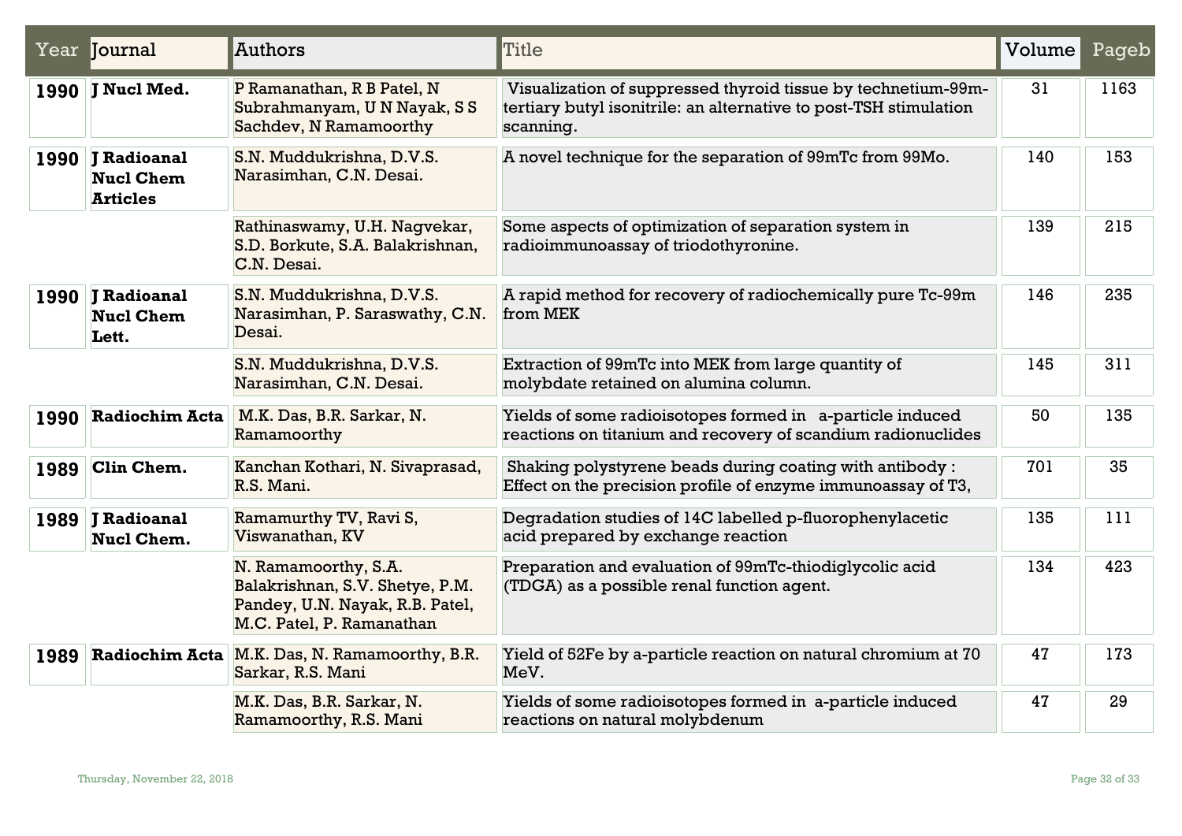| Year | Journal | Authors | Title | Volume | Pageb |
|---|---|---|---|---|---|
| **1990** | **J Nucl Med.** | P Ramanathan, R B Patel, N Subrahmanyam, U N Nayak, S S Sachdev, N Ramamoorthy | Visualization of suppressed thyroid tissue by technetium-99m-tertiary butyl isonitrile: an alternative to post-TSH stimulation scanning. | 31 | 1163 |
| **1990** | **J Radioanal Nucl Chem Articles** | S.N. Muddukrishna, D.V.S. Narasimhan, C.N. Desai. | A novel technique for the separation of 99mTc from 99Mo. | 140 | 153 |
| | | Rathinaswamy, U.H. Nagvekar, S.D. Borkute, S.A. Balakrishnan, C.N. Desai. | Some aspects of optimization of separation system in radioimmunoassay of triodothyronine. | 139 | 215 |
| **1990** | **J Radioanal Nucl Chem Lett.** | S.N. Muddukrishna, D.V.S. Narasimhan, P. Saraswathy, C.N. Desai. | A rapid method for recovery of radiochemically pure Tc-99m from MEK | 146 | 235 |
| | | S.N. Muddukrishna, D.V.S. Narasimhan, C.N. Desai. | Extraction of 99mTc into MEK from large quantity of molybdate retained on alumina column. | 145 | 311 |
| **1990** | **Radiochim Acta** | M.K. Das, B.R. Sarkar, N. Ramamoorthy | Yields of some radioisotopes formed in a-particle induced reactions on titanium and recovery of scandium radionuclides | 50 | 135 |
| **1989** | **Clin Chem.** | Kanchan Kothari, N. Sivaprasad, R.S. Mani. | Shaking polystyrene beads during coating with antibody : Effect on the precision profile of enzyme immunoassay of T3, | 701 | 35 |
| **1989** | **J Radioanal Nucl Chem.** | Ramamurthy TV, Ravi S, Viswanathan, KV | Degradation studies of 14C labelled p-fluorophenylacetic acid prepared by exchange reaction | 135 | 111 |
| | | N. Ramamoorthy, S.A. Balakrishnan, S.V. Shetye, P.M. Pandey, U.N. Nayak, R.B. Patel, M.C. Patel, P. Ramanathan | Preparation and evaluation of 99mTc-thiodiglycolic acid (TDGA) as a possible renal function agent. | 134 | 423 |
| **1989** | **Radiochim Acta** | M.K. Das, N. Ramamoorthy, B.R. Sarkar, R.S. Mani | Yield of 52Fe by a-particle reaction on natural chromium at 70 MeV. | 47 | 173 |
| | | M.K. Das, B.R. Sarkar, N. Ramamoorthy, R.S. Mani | Yields of some radioisotopes formed in a-particle induced reactions on natural molybdenum | 47 | 29 |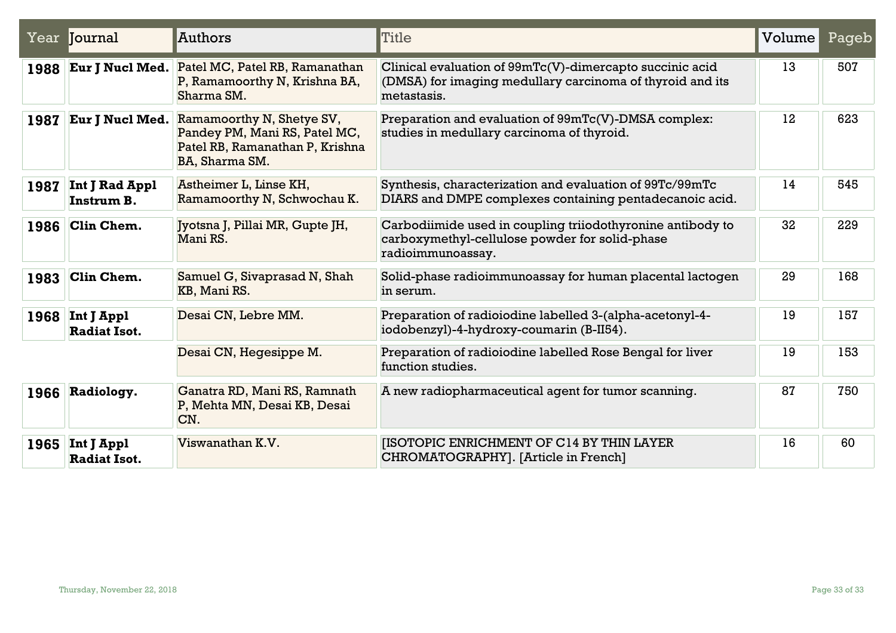| Year | Journal | Authors | Title | Volume | Pageb |
|---|---|---|---|---|---|
| **1988** | **Eur J Nucl Med.** | Patel MC, Patel RB, Ramanathan P, Ramamoorthy N, Krishna BA, Sharma SM. | Clinical evaluation of 99mTc(V)-dimercapto succinic acid (DMSA) for imaging medullary carcinoma of thyroid and its metastasis. | 13 | 507 |
| **1987** | **Eur J Nucl Med.** | Ramamoorthy N, Shetye SV, Pandey PM, Mani RS, Patel MC, Patel RB, Ramanathan P, Krishna BA, Sharma SM. | Preparation and evaluation of 99mTc(V)-DMSA complex: studies in medullary carcinoma of thyroid. | 12 | 623 |
| **1987** | **Int J Rad Appl Instrum B.** | Astheimer L, Linse KH, Ramamoorthy N, Schwochau K. | Synthesis, characterization and evaluation of 99Tc/99mTc DIARS and DMPE complexes containing pentadecanoic acid. | 14 | 545 |
| **1986** | **Clin Chem.** | Jyotsna J, Pillai MR, Gupte JH, Mani RS. | Carbodiimide used in coupling triiodothyronine antibody to carboxymethyl-cellulose powder for solid-phase radioimmunoassay. | 32 | 229 |
| **1983** | **Clin Chem.** | Samuel G, Sivaprasad N, Shah KB, Mani RS. | Solid-phase radioimmunoassay for human placental lactogen in serum. | 29 | 168 |
| **1968** | **Int J Appl Radiat Isot.** | Desai CN, Lebre MM. | Preparation of radioiodine labelled 3-(alpha-acetonyl-4-iodobenzyl)-4-hydroxy-coumarin (B-II54). | 19 | 157 |
| | | Desai CN, Hegesippe M. | Preparation of radioiodine labelled Rose Bengal for liver function studies. | 19 | 153 |
| **1966** | **Radiology.** | Ganatra RD, Mani RS, Ramnath P, Mehta MN, Desai KB, Desai CN. | A new radiopharmaceutical agent for tumor scanning. | 87 | 750 |
| **1965** | **Int J Appl Radiat Isot.** | Viswanathan K.V. | [ISOTOPIC ENRICHMENT OF C14 BY THIN LAYER CHROMATOGRAPHY]. [Article in French] | 16 | 60 |